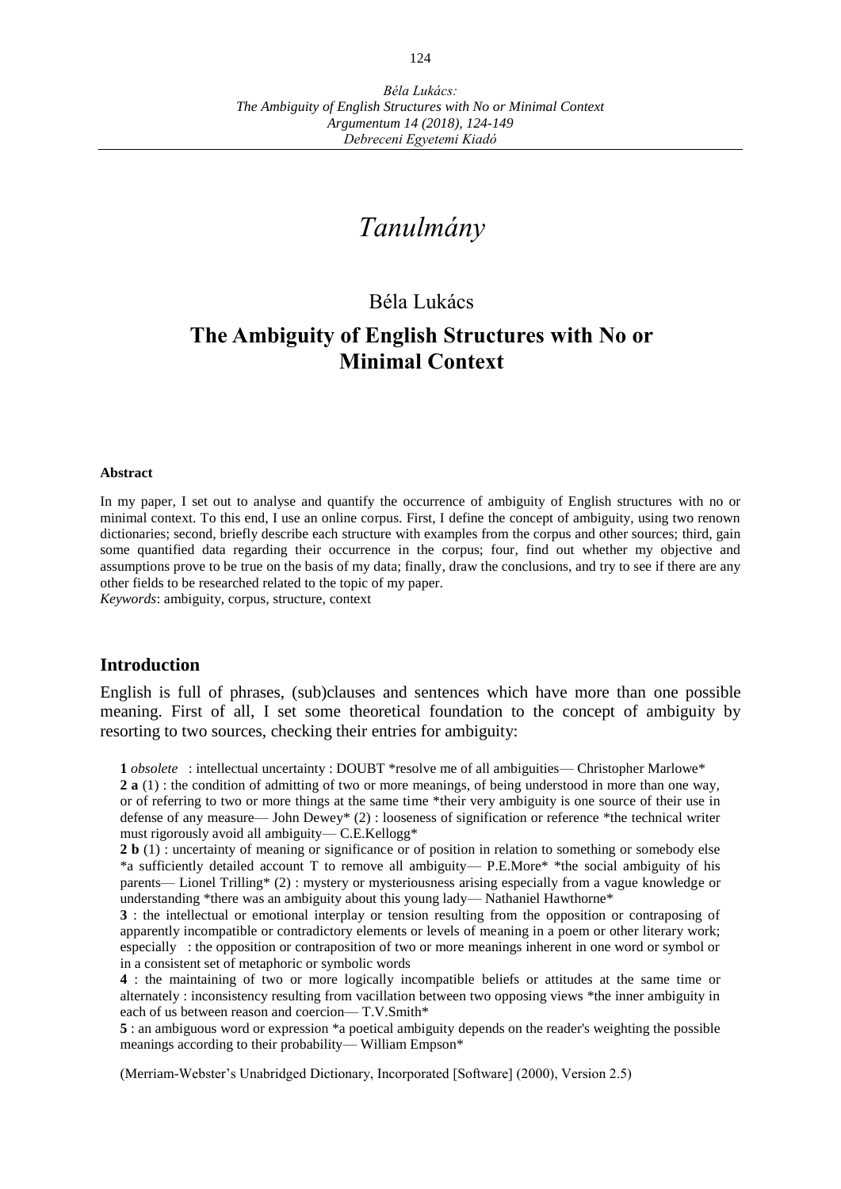# *Tanulmány*

Béla Lukács

## The Ambiguity of English Structures with No or Minimal Context

**Abstract**

In my paper, I set out to analyse and quantify the occurrence of ambiguity of English structures with no or minimal context. To this end, I use an online corpus. First, I define the concept of ambiguity, using two renown dictionaries; second, briefly describe each structure with examples from the corpus and other sources; third, gain some quantified data regarding their occurrence in the corpus; four, find out whether my objective and assumptions prove to be true on the basis of my data; finally, draw the conclusions, and try to see if there are any other fields to be researched related to the topic of my paper.

*Keywords*: ambiguity, corpus, structure, context

### Introduction

English is full of phrases, (sub)clauses and sentences which have more than one possible meaning. First of all, I set some theoretical foundation to the concept of ambiguity by resorting to two sources, checking their entries for ambiguity:

> **1** *obsolete* : intellectual uncertainty : DOUBT *resolve me of all ambiguities— Christopher Marlowe*
>
> **2 a** (1) : the condition of admitting of two or more meanings, of being understood in more than one way, or of referring to two or more things at the same time *their very ambiguity is one source of their use in defense of any measure— John Dewey* (2) : looseness of signification or reference *the technical writer must rigorously avoid all ambiguity— C.E.Kellogg*
>
> **2 b** (1) : uncertainty of meaning or significance or of position in relation to something or somebody else *a sufficiently detailed account T to remove all ambiguity— P.E.More* *the social ambiguity of his parents— Lionel Trilling* (2) : mystery or mysteriousness arising especially from a vague knowledge or understanding *there was an ambiguity about this young lady— Nathaniel Hawthorne*
>
> **3** : the intellectual or emotional interplay or tension resulting from the opposition or contraposing of apparently incompatible or contradictory elements or levels of meaning in a poem or other literary work; especially : the opposition or contraposition of two or more meanings inherent in one word or symbol or in a consistent set of metaphoric or symbolic words
>
> **4** : the maintaining of two or more logically incompatible beliefs or attitudes at the same time or alternately : inconsistency resulting from vacillation between two opposing views *the inner ambiguity in each of us between reason and coercion— T.V.Smith*
>
> **5** : an ambiguous word or expression *a poetical ambiguity depends on the reader's weighting the possible meanings according to their probability— William Empson*
>
> (Merriam-Webster's Unabridged Dictionary, Incorporated [Software] (2000), Version 2.5)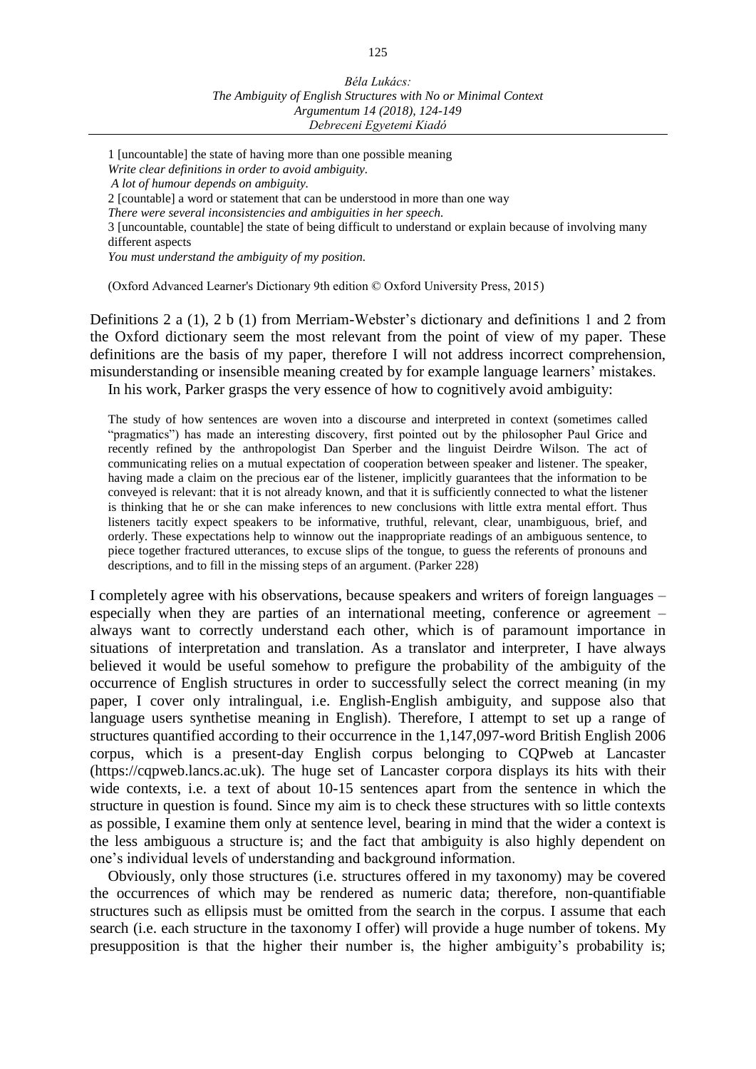1 [uncountable] the state of having more than one possible meaning
*Write clear definitions in order to avoid ambiguity.*
*A lot of humour depends on ambiguity.*
2 [countable] a word or statement that can be understood in more than one way
*There were several inconsistencies and ambiguities in her speech.*
3 [uncountable, countable] the state of being difficult to understand or explain because of involving many different aspects
*You must understand the ambiguity of my position.*

(Oxford Advanced Learner's Dictionary 9th edition © Oxford University Press, 2015)

Definitions 2 a (1), 2 b (1) from Merriam-Webster's dictionary and definitions 1 and 2 from the Oxford dictionary seem the most relevant from the point of view of my paper. These definitions are the basis of my paper, therefore I will not address incorrect comprehension, misunderstanding or insensible meaning created by for example language learners' mistakes.

In his work, Parker grasps the very essence of how to cognitively avoid ambiguity:

> The study of how sentences are woven into a discourse and interpreted in context (sometimes called "pragmatics") has made an interesting discovery, first pointed out by the philosopher Paul Grice and recently refined by the anthropologist Dan Sperber and the linguist Deirdre Wilson. The act of communicating relies on a mutual expectation of cooperation between speaker and listener. The speaker, having made a claim on the precious ear of the listener, implicitly guarantees that the information to be conveyed is relevant: that it is not already known, and that it is sufficiently connected to what the listener is thinking that he or she can make inferences to new conclusions with little extra mental effort. Thus listeners tacitly expect speakers to be informative, truthful, relevant, clear, unambiguous, brief, and orderly. These expectations help to winnow out the inappropriate readings of an ambiguous sentence, to piece together fractured utterances, to excuse slips of the tongue, to guess the referents of pronouns and descriptions, and to fill in the missing steps of an argument. (Parker 228)

I completely agree with his observations, because speakers and writers of foreign languages – especially when they are parties of an international meeting, conference or agreement – always want to correctly understand each other, which is of paramount importance in situations of interpretation and translation. As a translator and interpreter, I have always believed it would be useful somehow to prefigure the probability of the ambiguity of the occurrence of English structures in order to successfully select the correct meaning (in my paper, I cover only intralingual, i.e. English-English ambiguity, and suppose also that language users synthetise meaning in English). Therefore, I attempt to set up a range of structures quantified according to their occurrence in the 1,147,097-word British English 2006 corpus, which is a present-day English corpus belonging to CQPweb at Lancaster (https://cqpweb.lancs.ac.uk). The huge set of Lancaster corpora displays its hits with their wide contexts, i.e. a text of about 10-15 sentences apart from the sentence in which the structure in question is found. Since my aim is to check these structures with so little contexts as possible, I examine them only at sentence level, bearing in mind that the wider a context is the less ambiguous a structure is; and the fact that ambiguity is also highly dependent on one's individual levels of understanding and background information.

Obviously, only those structures (i.e. structures offered in my taxonomy) may be covered the occurrences of which may be rendered as numeric data; therefore, non-quantifiable structures such as ellipsis must be omitted from the search in the corpus. I assume that each search (i.e. each structure in the taxonomy I offer) will provide a huge number of tokens. My presupposition is that the higher their number is, the higher ambiguity's probability is;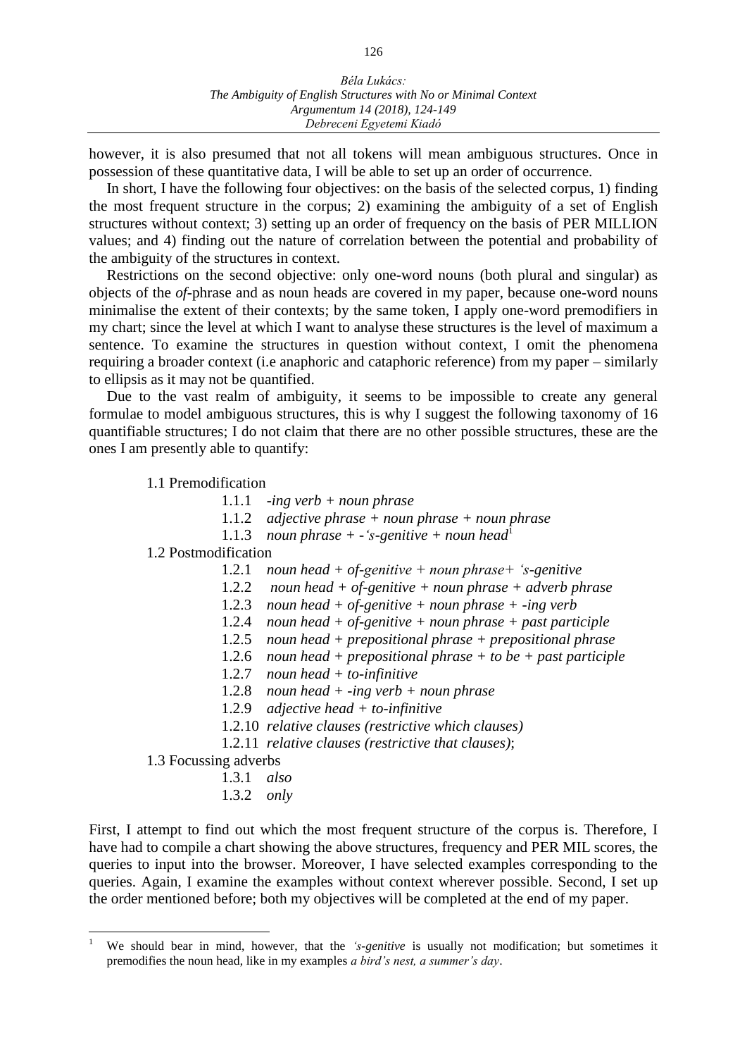however, it is also presumed that not all tokens will mean ambiguous structures. Once in possession of these quantitative data, I will be able to set up an order of occurrence.

In short, I have the following four objectives: on the basis of the selected corpus, 1) finding the most frequent structure in the corpus; 2) examining the ambiguity of a set of English structures without context; 3) setting up an order of frequency on the basis of PER MILLION values; and 4) finding out the nature of correlation between the potential and probability of the ambiguity of the structures in context.

Restrictions on the second objective: only one-word nouns (both plural and singular) as objects of the *of*-phrase and as noun heads are covered in my paper, because one-word nouns minimalise the extent of their contexts; by the same token, I apply one-word premodifiers in my chart; since the level at which I want to analyse these structures is the level of maximum a sentence. To examine the structures in question without context, I omit the phenomena requiring a broader context (i.e anaphoric and cataphoric reference) from my paper – similarly to ellipsis as it may not be quantified.

Due to the vast realm of ambiguity, it seems to be impossible to create any general formulae to model ambiguous structures, this is why I suggest the following taxonomy of 16 quantifiable structures; I do not claim that there are no other possible structures, these are the ones I am presently able to quantify:

- 1.1 Premodification
  - 1.1.1 *-ing verb + noun phrase*
  - 1.1.2 *adjective phrase + noun phrase + noun phrase*
  - 1.1.3 *noun phrase + -'s-genitive + noun head*[1]
- 1.2 Postmodification
  - 1.2.1 *noun head + of-genitive + noun phrase+ 's-genitive*
  - 1.2.2 *noun head + of-genitive + noun phrase + adverb phrase*
  - 1.2.3 *noun head + of-genitive + noun phrase + -ing verb*
  - 1.2.4 *noun head + of-genitive + noun phrase + past participle*
  - 1.2.5 *noun head + prepositional phrase + prepositional phrase*
  - 1.2.6 *noun head + prepositional phrase + to be + past participle*
  - 1.2.7 *noun head + to-infinitive*
  - 1.2.8 *noun head + -ing verb + noun phrase*
  - 1.2.9 *adjective head + to-infinitive*
  - 1.2.10 *relative clauses (restrictive which clauses)*
  - 1.2.11 *relative clauses (restrictive that clauses)*;
- 1.3 Focussing adverbs
  - 1.3.1 *also*
  - 1.3.2 *only*

First, I attempt to find out which the most frequent structure of the corpus is. Therefore, I have had to compile a chart showing the above structures, frequency and PER MIL scores, the queries to input into the browser. Moreover, I have selected examples corresponding to the queries. Again, I examine the examples without context wherever possible. Second, I set up the order mentioned before; both my objectives will be completed at the end of my paper.

---

[1] We should bear in mind, however, that the *'s-genitive* is usually not modification; but sometimes it premodifies the noun head, like in my examples *a bird's nest, a summer's day*.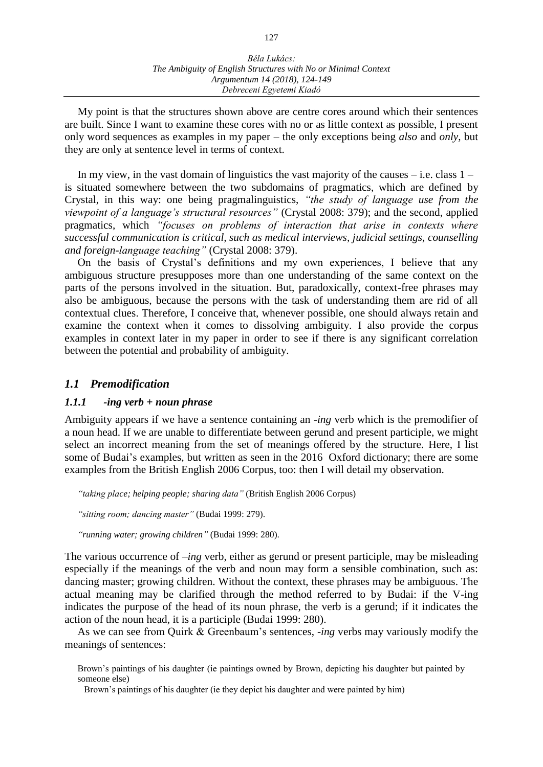My point is that the structures shown above are centre cores around which their sentences are built. Since I want to examine these cores with no or as little context as possible, I present only word sequences as examples in my paper – the only exceptions being *also* and *only*, but they are only at sentence level in terms of context.

In my view, in the vast domain of linguistics the vast majority of the causes – i.e. class 1 – is situated somewhere between the two subdomains of pragmatics, which are defined by Crystal, in this way: one being pragmalinguistics, *"the study of language use from the viewpoint of a language's structural resources"* (Crystal 2008: 379); and the second, applied pragmatics, which *"focuses on problems of interaction that arise in contexts where successful communication is critical, such as medical interviews, judicial settings, counselling and foreign-language teaching"* (Crystal 2008: 379).

On the basis of Crystal's definitions and my own experiences, I believe that any ambiguous structure presupposes more than one understanding of the same context on the parts of the persons involved in the situation. But, paradoxically, context-free phrases may also be ambiguous, because the persons with the task of understanding them are rid of all contextual clues. Therefore, I conceive that, whenever possible, one should always retain and examine the context when it comes to dissolving ambiguity. I also provide the corpus examples in context later in my paper in order to see if there is any significant correlation between the potential and probability of ambiguity.

## *1.1 Premodification*

### *1.1.1 -ing verb + noun phrase*

Ambiguity appears if we have a sentence containing an *-ing* verb which is the premodifier of a noun head. If we are unable to differentiate between gerund and present participle, we might select an incorrect meaning from the set of meanings offered by the structure. Here, I list some of Budai's examples, but written as seen in the 2016 Oxford dictionary; there are some examples from the British English 2006 Corpus, too: then I will detail my observation.

> *"taking place; helping people; sharing data"* (British English 2006 Corpus)
>
> *"sitting room; dancing master"* (Budai 1999: 279).
>
> *"running water; growing children"* (Budai 1999: 280).

The various occurrence of *–ing* verb, either as gerund or present participle, may be misleading especially if the meanings of the verb and noun may form a sensible combination, such as: dancing master; growing children. Without the context, these phrases may be ambiguous. The actual meaning may be clarified through the method referred to by Budai: if the V-ing indicates the purpose of the head of its noun phrase, the verb is a gerund; if it indicates the action of the noun head, it is a participle (Budai 1999: 280).

As we can see from Quirk & Greenbaum's sentences, *-ing* verbs may variously modify the meanings of sentences:

> Brown's paintings of his daughter (ie paintings owned by Brown, depicting his daughter but painted by someone else)
>
> Brown's paintings of his daughter (ie they depict his daughter and were painted by him)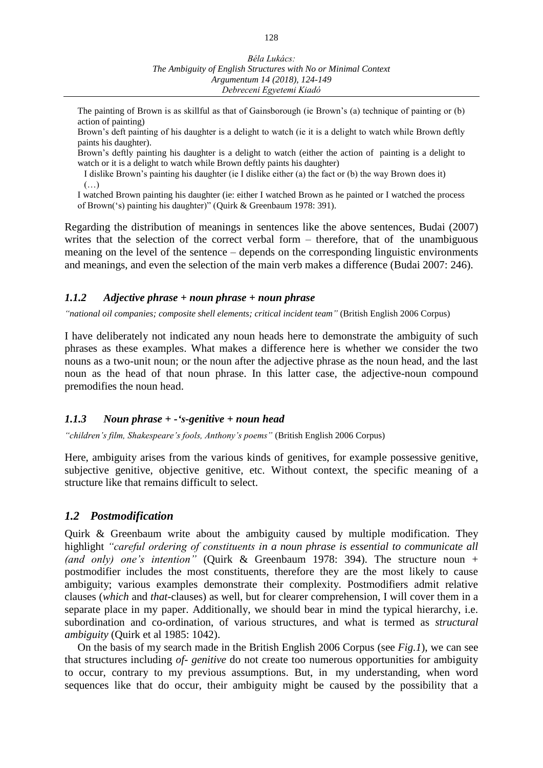The painting of Brown is as skillful as that of Gainsborough (ie Brown's (a) technique of painting or (b) action of painting)

Brown's deft painting of his daughter is a delight to watch (ie it is a delight to watch while Brown deftly paints his daughter).

Brown's deftly painting his daughter is a delight to watch (either the action of painting is a delight to watch or it is a delight to watch while Brown deftly paints his daughter)

I dislike Brown's painting his daughter (ie I dislike either (a) the fact or (b) the way Brown does it)
(…)

I watched Brown painting his daughter (ie: either I watched Brown as he painted or I watched the process of Brown('s) painting his daughter)" (Quirk & Greenbaum 1978: 391).

Regarding the distribution of meanings in sentences like the above sentences, Budai (2007) writes that the selection of the correct verbal form – therefore, that of the unambiguous meaning on the level of the sentence – depends on the corresponding linguistic environments and meanings, and even the selection of the main verb makes a difference (Budai 2007: 246).

### *1.1.2 Adjective phrase + noun phrase + noun phrase*

*"national oil companies; composite shell elements; critical incident team"* (British English 2006 Corpus)

I have deliberately not indicated any noun heads here to demonstrate the ambiguity of such phrases as these examples. What makes a difference here is whether we consider the two nouns as a two-unit noun; or the noun after the adjective phrase as the noun head, and the last noun as the head of that noun phrase. In this latter case, the adjective-noun compound premodifies the noun head.

### *1.1.3 Noun phrase + -'s-genitive + noun head*

*"children's film, Shakespeare's fools, Anthony's poems"* (British English 2006 Corpus)

Here, ambiguity arises from the various kinds of genitives, for example possessive genitive, subjective genitive, objective genitive, etc. Without context, the specific meaning of a structure like that remains difficult to select.

## *1.2 Postmodification*

Quirk & Greenbaum write about the ambiguity caused by multiple modification. They highlight *"careful ordering of constituents in a noun phrase is essential to communicate all (and only) one's intention"* (Quirk & Greenbaum 1978: 394). The structure noun + postmodifier includes the most constituents, therefore they are the most likely to cause ambiguity; various examples demonstrate their complexity. Postmodifiers admit relative clauses (*which* and *that*-clauses) as well, but for clearer comprehension, I will cover them in a separate place in my paper. Additionally, we should bear in mind the typical hierarchy, i.e. subordination and co-ordination, of various structures, and what is termed as *structural ambiguity* (Quirk et al 1985: 1042).

On the basis of my search made in the British English 2006 Corpus (see *Fig.1*), we can see that structures including *of- genitive* do not create too numerous opportunities for ambiguity to occur, contrary to my previous assumptions. But, in my understanding, when word sequences like that do occur, their ambiguity might be caused by the possibility that a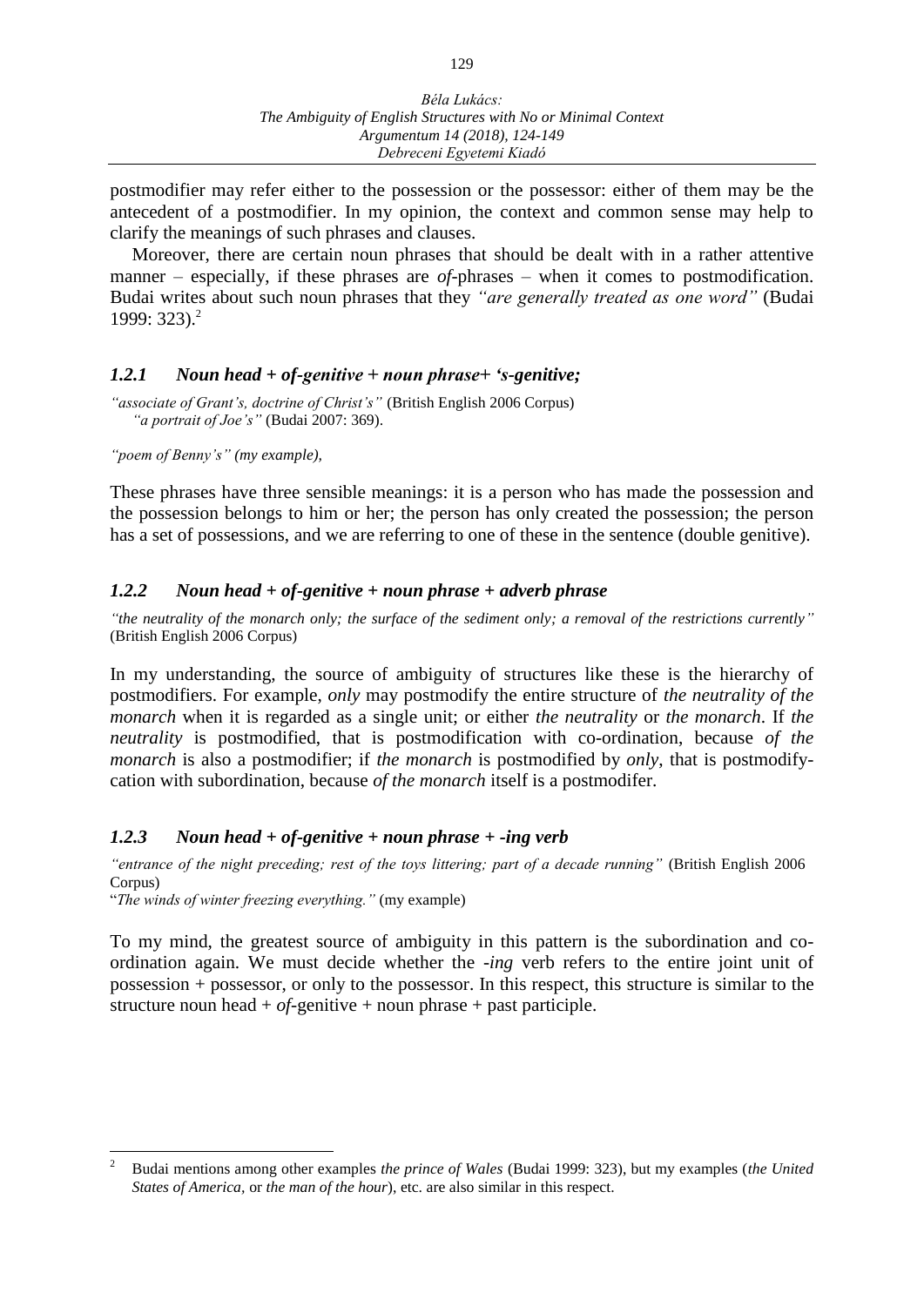postmodifier may refer either to the possession or the possessor: either of them may be the antecedent of a postmodifier. In my opinion, the context and common sense may help to clarify the meanings of such phrases and clauses.

Moreover, there are certain noun phrases that should be dealt with in a rather attentive manner – especially, if these phrases are *of*-phrases – when it comes to postmodification. Budai writes about such noun phrases that they *"are generally treated as one word"* (Budai 1999: 323).[2]

### *1.2.1 Noun head + of-genitive + noun phrase+ 's-genitive;*

*"associate of Grant's, doctrine of Christ's"* (British English 2006 Corpus)
*"a portrait of Joe's"* (Budai 2007: 369).

*"poem of Benny's" (my example),*

These phrases have three sensible meanings: it is a person who has made the possession and the possession belongs to him or her; the person has only created the possession; the person has a set of possessions, and we are referring to one of these in the sentence (double genitive).

### *1.2.2 Noun head + of-genitive + noun phrase + adverb phrase*

*"the neutrality of the monarch only; the surface of the sediment only; a removal of the restrictions currently"* (British English 2006 Corpus)

In my understanding, the source of ambiguity of structures like these is the hierarchy of postmodifiers. For example, *only* may postmodify the entire structure of *the neutrality of the monarch* when it is regarded as a single unit; or either *the neutrality* or *the monarch*. If *the neutrality* is postmodified, that is postmodification with co-ordination, because *of the monarch* is also a postmodifier; if *the monarch* is postmodified by *only*, that is postmodifycation with subordination, because *of the monarch* itself is a postmodifer.

### *1.2.3 Noun head + of-genitive + noun phrase + -ing verb*

*"entrance of the night preceding; rest of the toys littering; part of a decade running"* (British English 2006 Corpus)
"*The winds of winter freezing everything."* (my example)

To my mind, the greatest source of ambiguity in this pattern is the subordination and co-ordination again. We must decide whether the *-ing* verb refers to the entire joint unit of possession + possessor, or only to the possessor. In this respect, this structure is similar to the structure noun head + *of*-genitive + noun phrase + past participle.

---

[2] Budai mentions among other examples *the prince of Wales* (Budai 1999: 323), but my examples (*the United States of America*, or *the man of the hour*), etc. are also similar in this respect.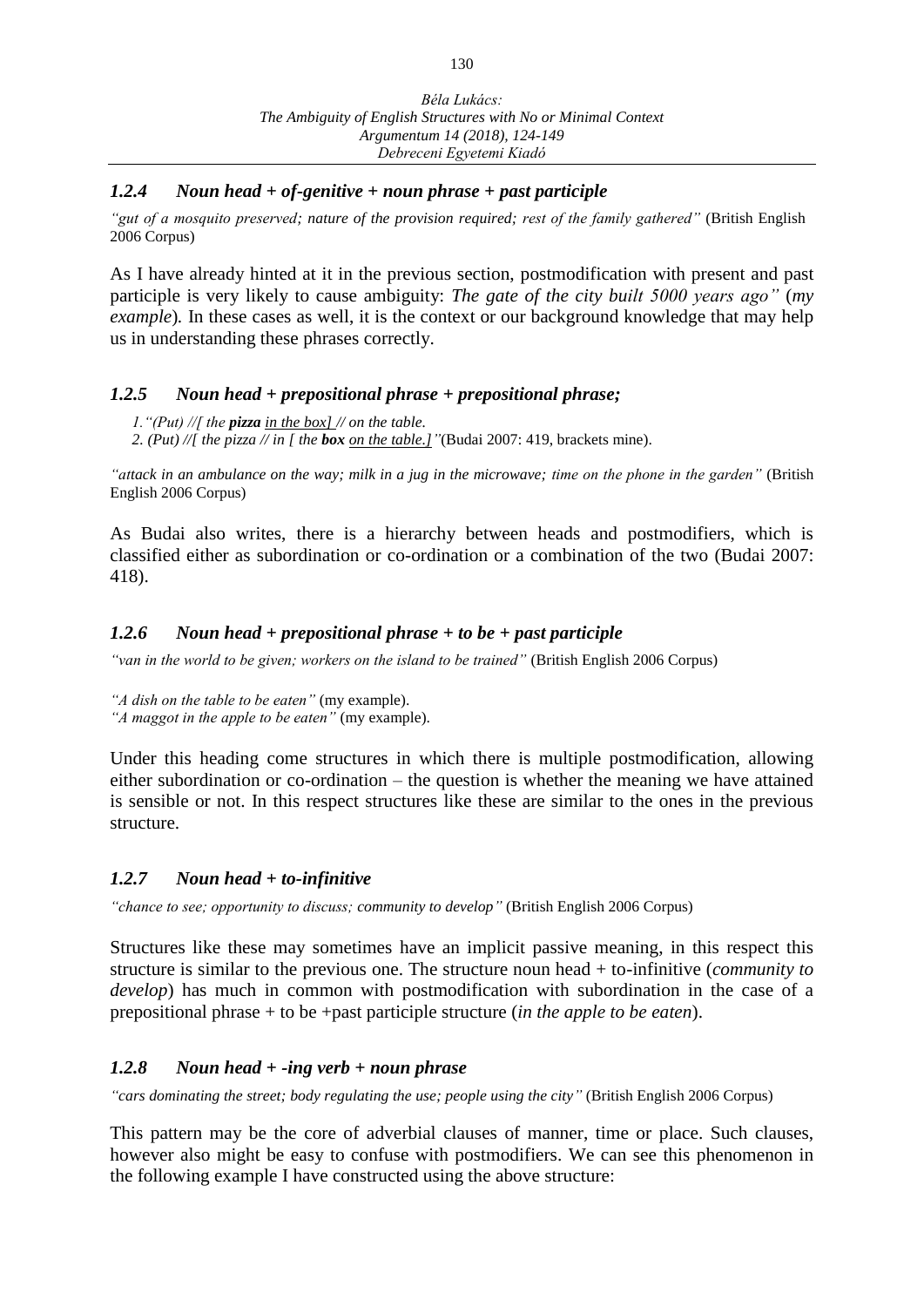### *1.2.4 Noun head + of-genitive + noun phrase + past participle*

*"gut of a mosquito preserved; nature of the provision required; rest of the family gathered"* (British English 2006 Corpus)

As I have already hinted at it in the previous section, postmodification with present and past participle is very likely to cause ambiguity: *The gate of the city built 5000 years ago"* (*my example*)*.* In these cases as well, it is the context or our background knowledge that may help us in understanding these phrases correctly.

### *1.2.5 Noun head + prepositional phrase + prepositional phrase;*

*1."(Put) //[ the **pizza** <u>in the box]</u> // on the table.*
*2. (Put) //[ the pizza // in [ the **box** <u>on the table.]</u>"*(Budai 2007: 419, brackets mine).

*"attack in an ambulance on the way; milk in a jug in the microwave; time on the phone in the garden"* (British English 2006 Corpus)

As Budai also writes, there is a hierarchy between heads and postmodifiers, which is classified either as subordination or co-ordination or a combination of the two (Budai 2007: 418).

### *1.2.6 Noun head + prepositional phrase + to be + past participle*

*"van in the world to be given; workers on the island to be trained"* (British English 2006 Corpus)

*"A dish on the table to be eaten"* (my example).
*"A maggot in the apple to be eaten"* (my example).

Under this heading come structures in which there is multiple postmodification, allowing either subordination or co-ordination – the question is whether the meaning we have attained is sensible or not. In this respect structures like these are similar to the ones in the previous structure.

### *1.2.7 Noun head + to-infinitive*

*"chance to see; opportunity to discuss; community to develop"* (British English 2006 Corpus)

Structures like these may sometimes have an implicit passive meaning, in this respect this structure is similar to the previous one. The structure noun head + to-infinitive (*community to develop*) has much in common with postmodification with subordination in the case of a prepositional phrase + to be +past participle structure (*in the apple to be eaten*).

### *1.2.8 Noun head + -ing verb + noun phrase*

*"cars dominating the street; body regulating the use; people using the city"* (British English 2006 Corpus)

This pattern may be the core of adverbial clauses of manner, time or place. Such clauses, however also might be easy to confuse with postmodifiers. We can see this phenomenon in the following example I have constructed using the above structure: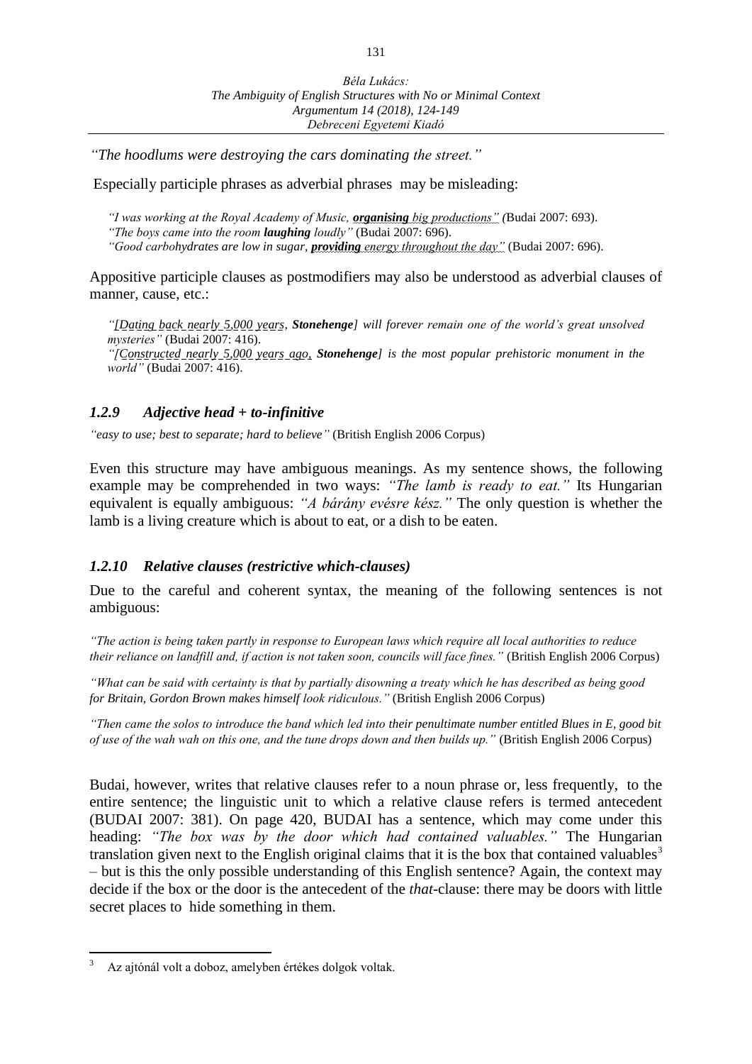*"The hoodlums were destroying the cars dominating the street."*

Especially participle phrases as adverbial phrases may be misleading:

> *"I was working at the Royal Academy of Music,* ***organising*** *big productions"* (Budai 2007: 693).
> *"The boys came into the room* ***laughing*** *loudly"* (Budai 2007: 696).
> *"Good carbohydrates are low in sugar,* ***providing*** *energy throughout the day"* (Budai 2007: 696).

Appositive participle clauses as postmodifiers may also be understood as adverbial clauses of manner, cause, etc.:

> *"[Dating back nearly 5,000 years,* ***Stonehenge****] will forever remain one of the world's great unsolved mysteries"* (Budai 2007: 416).
> *"[Constructed nearly 5,000 years ago,* ***Stonehenge****] is the most popular prehistoric monument in the world"* (Budai 2007: 416).

### *1.2.9 Adjective head + to-infinitive*

*"easy to use; best to separate; hard to believe"* (British English 2006 Corpus)

Even this structure may have ambiguous meanings. As my sentence shows, the following example may be comprehended in two ways: *"The lamb is ready to eat."* Its Hungarian equivalent is equally ambiguous: *"A bárány evésre kész."* The only question is whether the lamb is a living creature which is about to eat, or a dish to be eaten.

### *1.2.10 Relative clauses (restrictive which-clauses)*

Due to the careful and coherent syntax, the meaning of the following sentences is not ambiguous:

*"The action is being taken partly in response to European laws which require all local authorities to reduce their reliance on landfill and, if action is not taken soon, councils will face fines."* (British English 2006 Corpus)

*"What can be said with certainty is that by partially disowning a treaty which he has described as being good for Britain, Gordon Brown makes himself look ridiculous."* (British English 2006 Corpus)

*"Then came the solos to introduce the band which led into their penultimate number entitled Blues in E, good bit of use of the wah wah on this one, and the tune drops down and then builds up."* (British English 2006 Corpus)

Budai, however, writes that relative clauses refer to a noun phrase or, less frequently, to the entire sentence; the linguistic unit to which a relative clause refers is termed antecedent (BUDAI 2007: 381). On page 420, BUDAI has a sentence, which may come under this heading: *"The box was by the door which had contained valuables."* The Hungarian translation given next to the English original claims that it is the box that contained valuables[3] – but is this the only possible understanding of this English sentence? Again, the context may decide if the box or the door is the antecedent of the *that*-clause: there may be doors with little secret places to hide something in them.

---

[3] Az ajtónál volt a doboz, amelyben értékes dolgok voltak.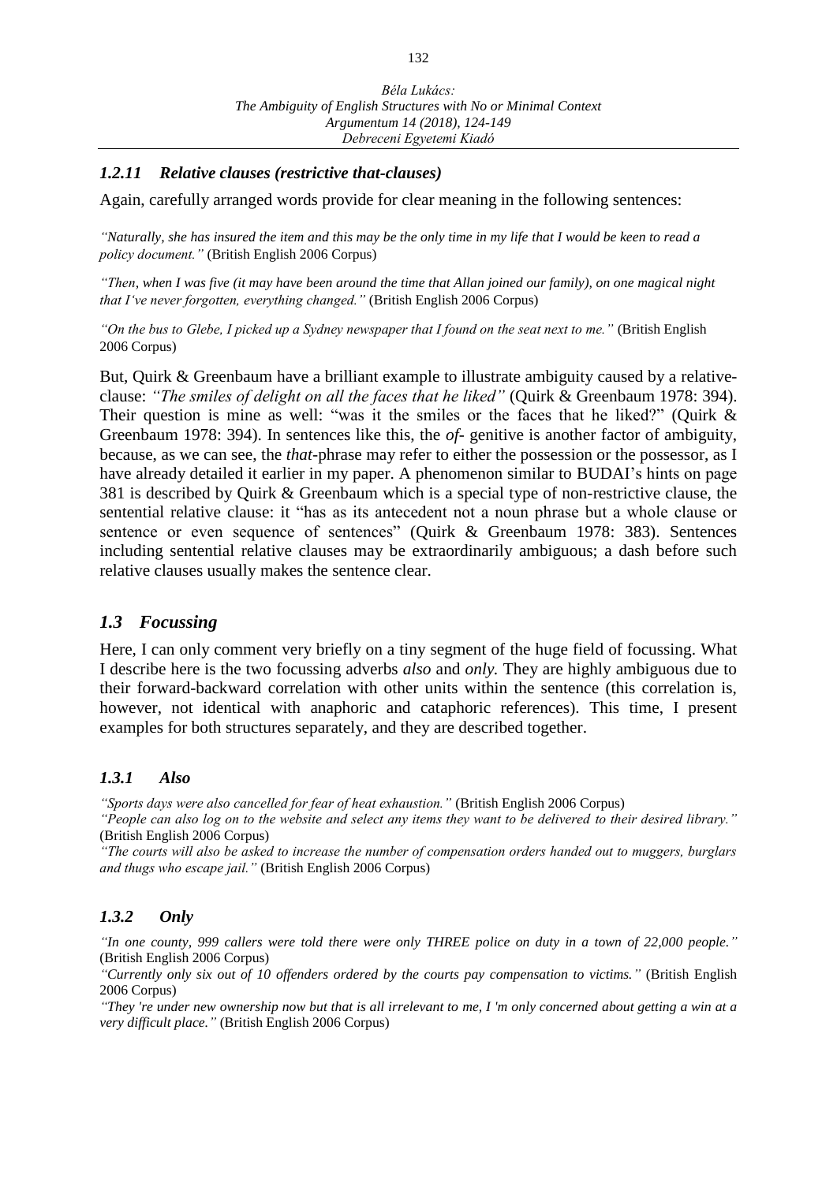### *1.2.11 Relative clauses (restrictive that-clauses)*

Again, carefully arranged words provide for clear meaning in the following sentences:

*"Naturally, she has insured the item and this may be the only time in my life that I would be keen to read a policy document."* (British English 2006 Corpus)

*"Then, when I was five (it may have been around the time that Allan joined our family), on one magical night that I've never forgotten, everything changed."* (British English 2006 Corpus)

*"On the bus to Glebe, I picked up a Sydney newspaper that I found on the seat next to me."* (British English 2006 Corpus)

But, Quirk & Greenbaum have a brilliant example to illustrate ambiguity caused by a relative-clause: *"The smiles of delight on all the faces that he liked"* (Quirk & Greenbaum 1978: 394). Their question is mine as well: "was it the smiles or the faces that he liked?" (Quirk & Greenbaum 1978: 394). In sentences like this, the *of*- genitive is another factor of ambiguity, because, as we can see, the *that*-phrase may refer to either the possession or the possessor, as I have already detailed it earlier in my paper. A phenomenon similar to BUDAI's hints on page 381 is described by Quirk & Greenbaum which is a special type of non-restrictive clause, the sentential relative clause: it "has as its antecedent not a noun phrase but a whole clause or sentence or even sequence of sentences" (Quirk & Greenbaum 1978: 383). Sentences including sentential relative clauses may be extraordinarily ambiguous; a dash before such relative clauses usually makes the sentence clear.

## *1.3 Focussing*

Here, I can only comment very briefly on a tiny segment of the huge field of focussing. What I describe here is the two focussing adverbs *also* and *only.* They are highly ambiguous due to their forward-backward correlation with other units within the sentence (this correlation is, however, not identical with anaphoric and cataphoric references). This time, I present examples for both structures separately, and they are described together.

### *1.3.1 Also*

*"Sports days were also cancelled for fear of heat exhaustion."* (British English 2006 Corpus)
*"People can also log on to the website and select any items they want to be delivered to their desired library."* (British English 2006 Corpus)
*"The courts will also be asked to increase the number of compensation orders handed out to muggers, burglars and thugs who escape jail."* (British English 2006 Corpus)

### *1.3.2 Only*

*"In one county, 999 callers were told there were only THREE police on duty in a town of 22,000 people."* (British English 2006 Corpus)
*"Currently only six out of 10 offenders ordered by the courts pay compensation to victims."* (British English 2006 Corpus)
*"They 're under new ownership now but that is all irrelevant to me, I 'm only concerned about getting a win at a very difficult place."* (British English 2006 Corpus)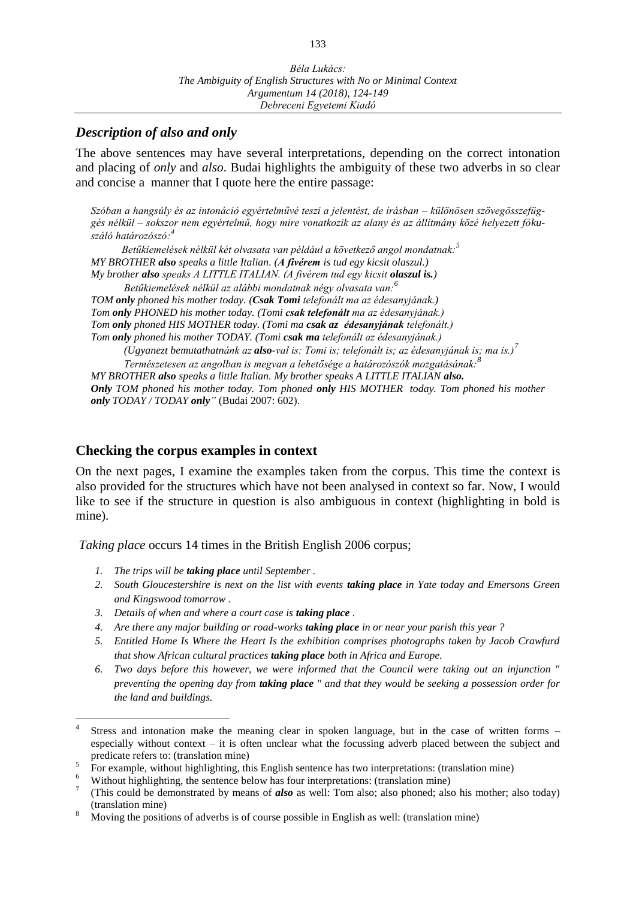## *Description of also and only*

The above sentences may have several interpretations, depending on the correct intonation and placing of *only* and *also*. Budai highlights the ambiguity of these two adverbs in so clear and concise a manner that I quote here the entire passage:

> *Szóban a hangsúly és az intonáció egyértelművé teszi a jelentést, de írásban – különösen szövegösszefüggés nélkül – sokszor nem egyértelmű, hogy mire vonatkozik az alany és az állítmány közé helyezett fókuszáló határozószó:*[4]
>
> *Betűkiemelések nélkül két olvasata van például a következő angol mondatnak:*[5]
>
> *MY BROTHER **also** speaks a little Italian. (**A fivérem** is tud egy kicsit olaszul.)*
> *My brother **also** speaks A LITTLE ITALIAN. (A fivérem tud egy kicsit **olaszul is.**)*
>
> *Betűkiemelések nélkül az alábbi mondatnak négy olvasata van:*[6]
>
> *TOM **only** phoned his mother today. (**Csak Tomi** telefonált ma az édesanyjának.)*
> *Tom **only** PHONED his mother today. (Tomi **csak telefonált** ma az édesanyjának.)*
> *Tom **only** phoned HIS MOTHER today. (Tomi ma **csak az édesanyjának** telefonált.)*
> *Tom **only** phoned his mother TODAY. (Tomi **csak ma** telefonált az édesanyjának.)*
>
> *(Ugyanezt bemutathatnánk az **also**-val is: Tomi is; telefonált is; az édesanyjának is; ma is.)*[7]
>
> *Természetesen az angolban is megvan a lehetősége a határozószók mozgatásának:*[8]
>
> *MY BROTHER **also** speaks a little Italian. My brother speaks A LITTLE ITALIAN **also.***
> ***Only** TOM phoned his mother today. Tom phoned **only** HIS MOTHER today. Tom phoned his mother **only** TODAY / TODAY **only**"* (Budai 2007: 602).

## Checking the corpus examples in context

On the next pages, I examine the examples taken from the corpus. This time the context is also provided for the structures which have not been analysed in context so far. Now, I would like to see if the structure in question is also ambiguous in context (highlighting in bold is mine).

*Taking place* occurs 14 times in the British English 2006 corpus;

1. *The trips will be **taking place** until September .*
2. *South Gloucestershire is next on the list with events **taking place** in Yate today and Emersons Green and Kingswood tomorrow .*
3. *Details of when and where a court case is **taking place** .*
4. *Are there any major building or road-works **taking place** in or near your parish this year ?*
5. *Entitled Home Is Where the Heart Is the exhibition comprises photographs taken by Jacob Crawfurd that show African cultural practices **taking place** both in Africa and Europe.*
6. *Two days before this however, we were informed that the Council were taking out an injunction " preventing the opening day from **taking place** " and that they would be seeking a possession order for the land and buildings.*

---

[4] Stress and intonation make the meaning clear in spoken language, but in the case of written forms – especially without context – it is often unclear what the focussing adverb placed between the subject and predicate refers to: (translation mine)

[5] For example, without highlighting, this English sentence has two interpretations: (translation mine)

[6] Without highlighting, the sentence below has four interpretations: (translation mine)

[7] (This could be demonstrated by means of ***also*** as well: Tom also; also phoned; also his mother; also today) (translation mine)

[8] Moving the positions of adverbs is of course possible in English as well: (translation mine)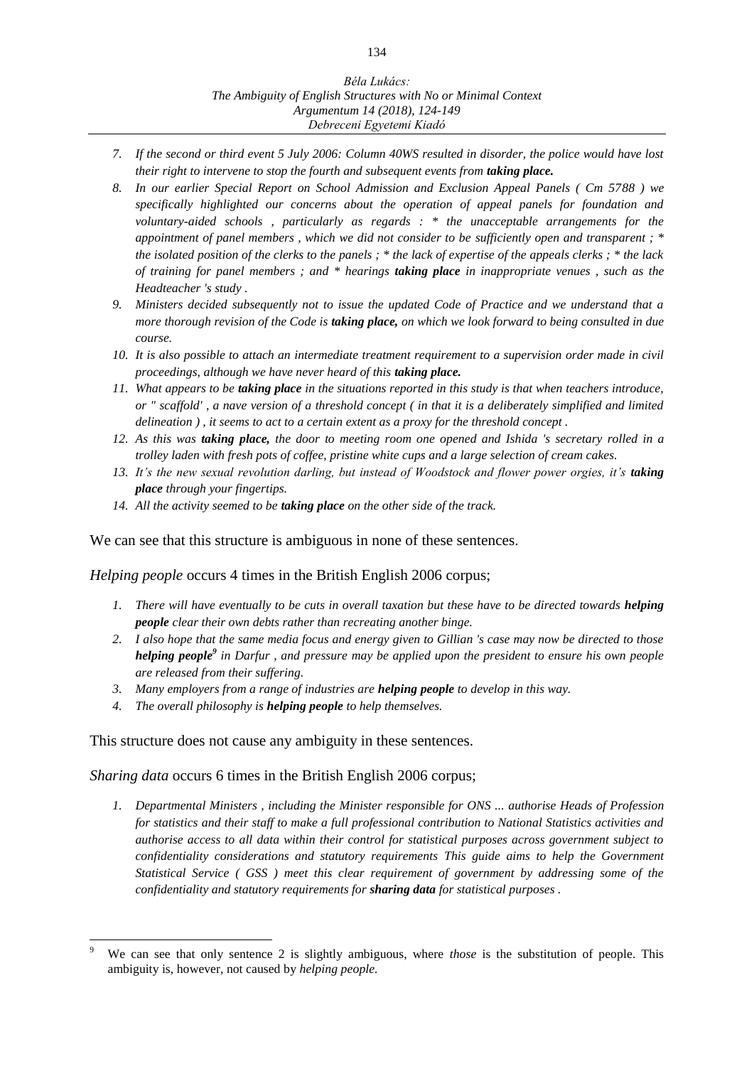7. *If the second or third event 5 July 2006: Column 40WS resulted in disorder, the police would have lost their right to intervene to stop the fourth and subsequent events from **taking place.***
8. *In our earlier Special Report on School Admission and Exclusion Appeal Panels ( Cm 5788 ) we specifically highlighted our concerns about the operation of appeal panels for foundation and voluntary-aided schools , particularly as regards : * the unacceptable arrangements for the appointment of panel members , which we did not consider to be sufficiently open and transparent ; * the isolated position of the clerks to the panels ; * the lack of expertise of the appeals clerks ; * the lack of training for panel members ; and * hearings **taking place** in inappropriate venues , such as the Headteacher 's study .*
9. *Ministers decided subsequently not to issue the updated Code of Practice and we understand that a more thorough revision of the Code is **taking place,** on which we look forward to being consulted in due course.*
10. *It is also possible to attach an intermediate treatment requirement to a supervision order made in civil proceedings, although we have never heard of this **taking place.***
11. *What appears to be **taking place** in the situations reported in this study is that when teachers introduce, or " scaffold' , a nave version of a threshold concept ( in that it is a deliberately simplified and limited delineation ) , it seems to act to a certain extent as a proxy for the threshold concept .*
12. *As this was **taking place,** the door to meeting room one opened and Ishida 's secretary rolled in a trolley laden with fresh pots of coffee, pristine white cups and a large selection of cream cakes.*
13. *It's the new sexual revolution darling, but instead of Woodstock and flower power orgies, it's **taking place** through your fingertips.*
14. *All the activity seemed to be **taking place** on the other side of the track.*

We can see that this structure is ambiguous in none of these sentences.

*Helping people* occurs 4 times in the British English 2006 corpus;

1. *There will have eventually to be cuts in overall taxation but these have to be directed towards **helping people** clear their own debts rather than recreating another binge.*
2. *I also hope that the same media focus and energy given to Gillian 's case may now be directed to those **helping people**[9] in Darfur , and pressure may be applied upon the president to ensure his own people are released from their suffering.*
3. *Many employers from a range of industries are **helping people** to develop in this way.*
4. *The overall philosophy is **helping people** to help themselves.*

This structure does not cause any ambiguity in these sentences.

*Sharing data* occurs 6 times in the British English 2006 corpus;

1. *Departmental Ministers , including the Minister responsible for ONS ... authorise Heads of Profession for statistics and their staff to make a full professional contribution to National Statistics activities and authorise access to all data within their control for statistical purposes across government subject to confidentiality considerations and statutory requirements This guide aims to help the Government Statistical Service ( GSS ) meet this clear requirement of government by addressing some of the confidentiality and statutory requirements for **sharing data** for statistical purposes .*

---

[9] We can see that only sentence 2 is slightly ambiguous, where *those* is the substitution of people. This ambiguity is, however, not caused by *helping people.*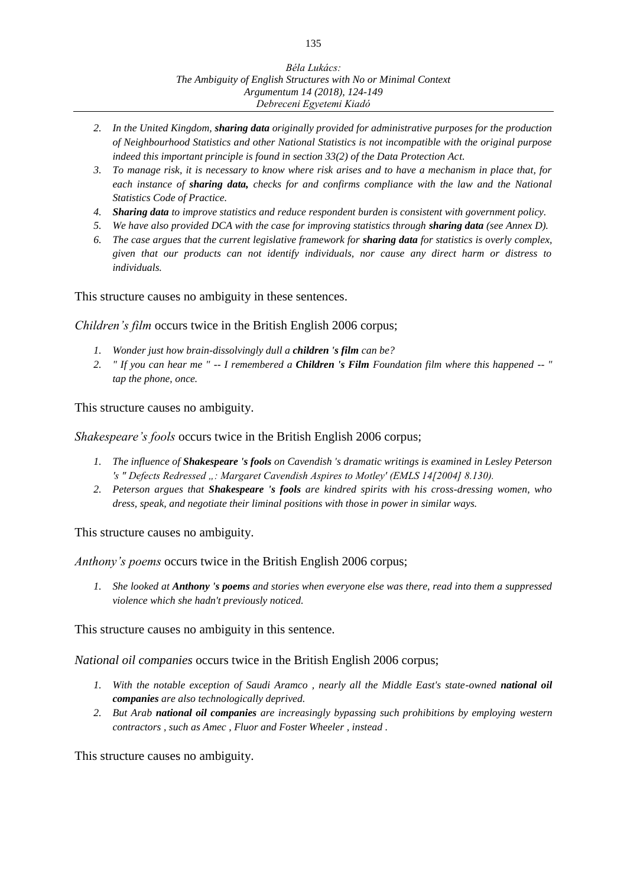2. *In the United Kingdom, **sharing data** originally provided for administrative purposes for the production of Neighbourhood Statistics and other National Statistics is not incompatible with the original purpose indeed this important principle is found in section 33(2) of the Data Protection Act.*
3. *To manage risk, it is necessary to know where risk arises and to have a mechanism in place that, for each instance of **sharing data,** checks for and confirms compliance with the law and the National Statistics Code of Practice.*
4. ***Sharing data** to improve statistics and reduce respondent burden is consistent with government policy.*
5. *We have also provided DCA with the case for improving statistics through **sharing data** (see Annex D).*
6. *The case argues that the current legislative framework for **sharing data** for statistics is overly complex, given that our products can not identify individuals, nor cause any direct harm or distress to individuals.*

This structure causes no ambiguity in these sentences.

*Children's film* occurs twice in the British English 2006 corpus;

1. *Wonder just how brain-dissolvingly dull a **children 's film** can be?*
2. *" If you can hear me " -- I remembered a **Children 's Film** Foundation film where this happened -- " tap the phone, once.*

This structure causes no ambiguity.

*Shakespeare's fools* occurs twice in the British English 2006 corpus;

1. *The influence of **Shakespeare 's fools** on Cavendish 's dramatic writings is examined in Lesley Peterson 's " Defects Redressed „: Margaret Cavendish Aspires to Motley' (EMLS 14[2004] 8.130).*
2. *Peterson argues that **Shakespeare 's fools** are kindred spirits with his cross-dressing women, who dress, speak, and negotiate their liminal positions with those in power in similar ways.*

This structure causes no ambiguity.

*Anthony's poems* occurs twice in the British English 2006 corpus;

1. *She looked at **Anthony 's poems** and stories when everyone else was there, read into them a suppressed violence which she hadn't previously noticed.*

This structure causes no ambiguity in this sentence.

*National oil companies* occurs twice in the British English 2006 corpus;

1. *With the notable exception of Saudi Aramco , nearly all the Middle East's state-owned **national oil companies** are also technologically deprived.*
2. *But Arab **national oil companies** are increasingly bypassing such prohibitions by employing western contractors , such as Amec , Fluor and Foster Wheeler , instead .*

This structure causes no ambiguity.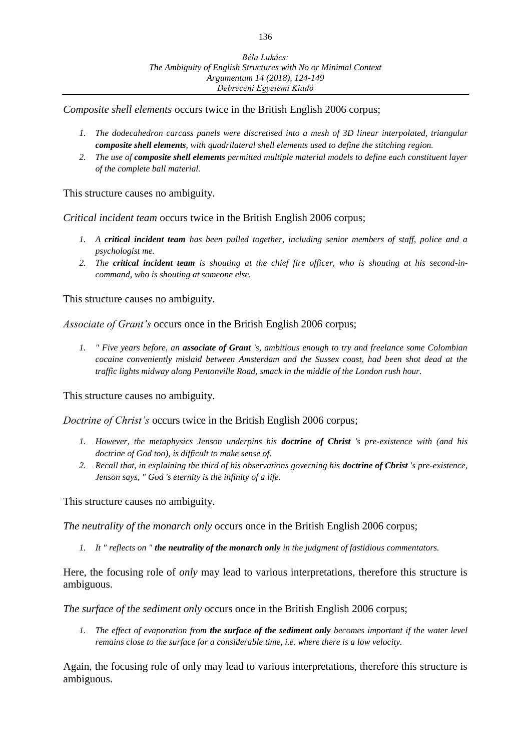*Composite shell elements* occurs twice in the British English 2006 corpus;

1. *The dodecahedron carcass panels were discretised into a mesh of 3D linear interpolated, triangular **composite shell elements**, with quadrilateral shell elements used to define the stitching region.*
2. *The use of **composite shell elements** permitted multiple material models to define each constituent layer of the complete ball material.*

This structure causes no ambiguity.

*Critical incident team* occurs twice in the British English 2006 corpus;

1. *A **critical incident team** has been pulled together, including senior members of staff, police and a psychologist me.*
2. *The **critical incident team** is shouting at the chief fire officer, who is shouting at his second-in-command, who is shouting at someone else.*

This structure causes no ambiguity.

*Associate of Grant's* occurs once in the British English 2006 corpus;

1. *" Five years before, an **associate of Grant** 's, ambitious enough to try and freelance some Colombian cocaine conveniently mislaid between Amsterdam and the Sussex coast, had been shot dead at the traffic lights midway along Pentonville Road, smack in the middle of the London rush hour.*

This structure causes no ambiguity.

*Doctrine of Christ's* occurs twice in the British English 2006 corpus;

1. *However, the metaphysics Jenson underpins his **doctrine of Christ** 's pre-existence with (and his doctrine of God too), is difficult to make sense of.*
2. *Recall that, in explaining the third of his observations governing his **doctrine of Christ** 's pre-existence, Jenson says, " God 's eternity is the infinity of a life.*

This structure causes no ambiguity.

*The neutrality of the monarch only* occurs once in the British English 2006 corpus;

1. *It " reflects on " **the neutrality of the monarch only** in the judgment of fastidious commentators.*

Here, the focusing role of *only* may lead to various interpretations, therefore this structure is ambiguous.

*The surface of the sediment only* occurs once in the British English 2006 corpus;

1. *The effect of evaporation from **the surface of the sediment only** becomes important if the water level remains close to the surface for a considerable time, i.e. where there is a low velocity.*

Again, the focusing role of only may lead to various interpretations, therefore this structure is ambiguous.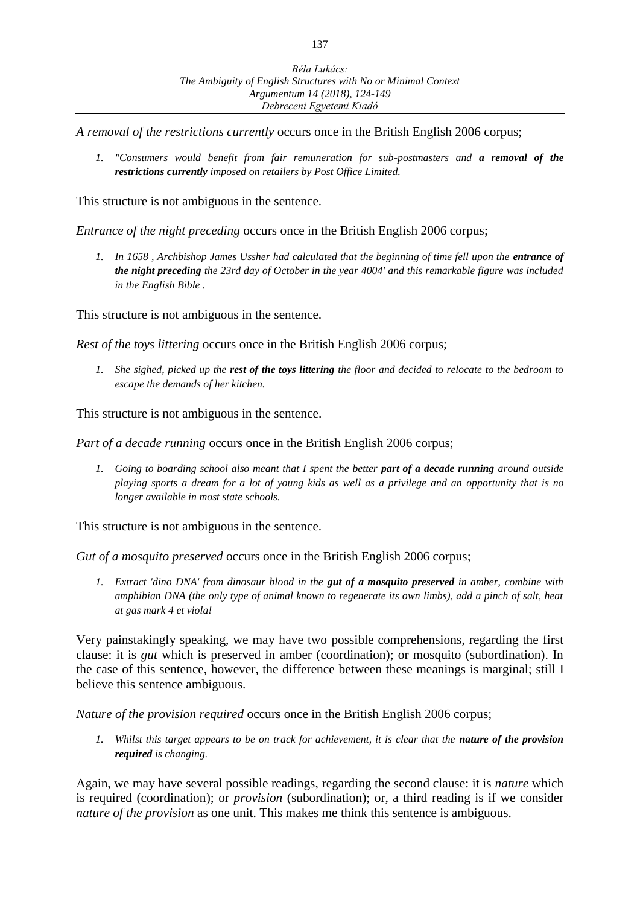*A removal of the restrictions currently* occurs once in the British English 2006 corpus;

1. *"Consumers would benefit from fair remuneration for sub-postmasters and **a removal of the restrictions currently** imposed on retailers by Post Office Limited.*

This structure is not ambiguous in the sentence.

*Entrance of the night preceding* occurs once in the British English 2006 corpus;

1. *In 1658 , Archbishop James Ussher had calculated that the beginning of time fell upon the **entrance of the night preceding** the 23rd day of October in the year 4004' and this remarkable figure was included in the English Bible .*

This structure is not ambiguous in the sentence.

*Rest of the toys littering* occurs once in the British English 2006 corpus;

1. *She sighed, picked up the **rest of the toys littering** the floor and decided to relocate to the bedroom to escape the demands of her kitchen.*

This structure is not ambiguous in the sentence.

*Part of a decade running* occurs once in the British English 2006 corpus;

1. *Going to boarding school also meant that I spent the better **part of a decade running** around outside playing sports a dream for a lot of young kids as well as a privilege and an opportunity that is no longer available in most state schools.*

This structure is not ambiguous in the sentence.

*Gut of a mosquito preserved* occurs once in the British English 2006 corpus;

1. *Extract 'dino DNA' from dinosaur blood in the **gut of a mosquito preserved** in amber, combine with amphibian DNA (the only type of animal known to regenerate its own limbs), add a pinch of salt, heat at gas mark 4 et viola!*

Very painstakingly speaking, we may have two possible comprehensions, regarding the first clause: it is *gut* which is preserved in amber (coordination); or mosquito (subordination). In the case of this sentence, however, the difference between these meanings is marginal; still I believe this sentence ambiguous.

*Nature of the provision required* occurs once in the British English 2006 corpus;

1. *Whilst this target appears to be on track for achievement, it is clear that the **nature of the provision required** is changing.*

Again, we may have several possible readings, regarding the second clause: it is *nature* which is required (coordination); or *provision* (subordination); or, a third reading is if we consider *nature of the provision* as one unit. This makes me think this sentence is ambiguous.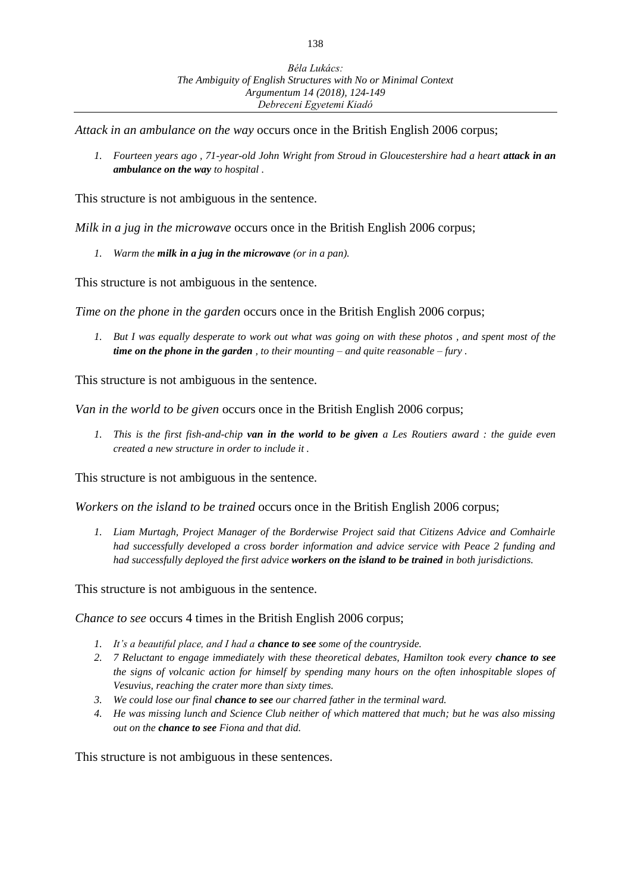*Attack in an ambulance on the way* occurs once in the British English 2006 corpus;

1. *Fourteen years ago , 71-year-old John Wright from Stroud in Gloucestershire had a heart **attack in an ambulance on the way** to hospital .*

This structure is not ambiguous in the sentence.

*Milk in a jug in the microwave* occurs once in the British English 2006 corpus;

1. *Warm the **milk in a jug in the microwave** (or in a pan).*

This structure is not ambiguous in the sentence.

*Time on the phone in the garden* occurs once in the British English 2006 corpus;

1. *But I was equally desperate to work out what was going on with these photos , and spent most of the **time on the phone in the garden** , to their mounting – and quite reasonable – fury .*

This structure is not ambiguous in the sentence.

*Van in the world to be given* occurs once in the British English 2006 corpus;

1. *This is the first fish-and-chip **van in the world to be given** a Les Routiers award : the guide even created a new structure in order to include it .*

This structure is not ambiguous in the sentence.

*Workers on the island to be trained* occurs once in the British English 2006 corpus;

1. *Liam Murtagh, Project Manager of the Borderwise Project said that Citizens Advice and Comhairle had successfully developed a cross border information and advice service with Peace 2 funding and had successfully deployed the first advice **workers on the island to be trained** in both jurisdictions.*

This structure is not ambiguous in the sentence.

*Chance to see* occurs 4 times in the British English 2006 corpus;

1. *It's a beautiful place, and I had a **chance to see** some of the countryside.*
2. *7 Reluctant to engage immediately with these theoretical debates, Hamilton took every **chance to see** the signs of volcanic action for himself by spending many hours on the often inhospitable slopes of Vesuvius, reaching the crater more than sixty times.*
3. *We could lose our final **chance to see** our charred father in the terminal ward.*
4. *He was missing lunch and Science Club neither of which mattered that much; but he was also missing out on the **chance to see** Fiona and that did.*

This structure is not ambiguous in these sentences.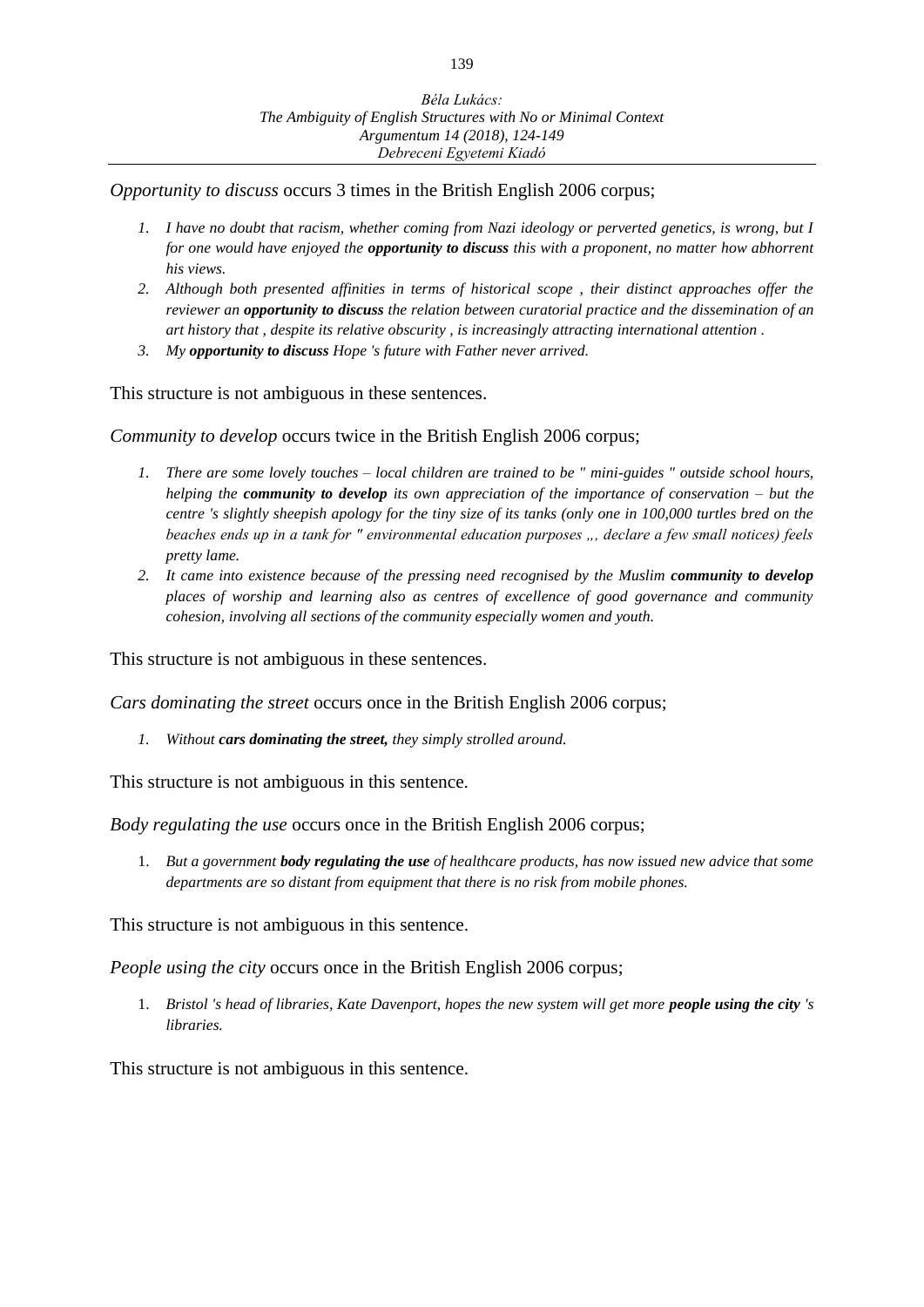*Opportunity to discuss* occurs 3 times in the British English 2006 corpus;

1. *I have no doubt that racism, whether coming from Nazi ideology or perverted genetics, is wrong, but I for one would have enjoyed the* ***opportunity to discuss*** *this with a proponent, no matter how abhorrent his views.*
2. *Although both presented affinities in terms of historical scope , their distinct approaches offer the reviewer an* ***opportunity to discuss*** *the relation between curatorial practice and the dissemination of an art history that , despite its relative obscurity , is increasingly attracting international attention .*
3. *My* ***opportunity to discuss*** *Hope 's future with Father never arrived.*

This structure is not ambiguous in these sentences.

*Community to develop* occurs twice in the British English 2006 corpus;

1. *There are some lovely touches – local children are trained to be " mini-guides " outside school hours, helping the* ***community to develop*** *its own appreciation of the importance of conservation – but the centre 's slightly sheepish apology for the tiny size of its tanks (only one in 100,000 turtles bred on the beaches ends up in a tank for " environmental education purposes ,, declare a few small notices) feels pretty lame.*
2. *It came into existence because of the pressing need recognised by the Muslim* ***community to develop*** *places of worship and learning also as centres of excellence of good governance and community cohesion, involving all sections of the community especially women and youth.*

This structure is not ambiguous in these sentences.

*Cars dominating the street* occurs once in the British English 2006 corpus;

1. *Without* ***cars dominating the street,*** *they simply strolled around.*

This structure is not ambiguous in this sentence.

*Body regulating the use* occurs once in the British English 2006 corpus;

1. *But a government* ***body regulating the use*** *of healthcare products, has now issued new advice that some departments are so distant from equipment that there is no risk from mobile phones.*

This structure is not ambiguous in this sentence.

*People using the city* occurs once in the British English 2006 corpus;

1. *Bristol 's head of libraries, Kate Davenport, hopes the new system will get more* ***people using the city*** *'s libraries.*

This structure is not ambiguous in this sentence.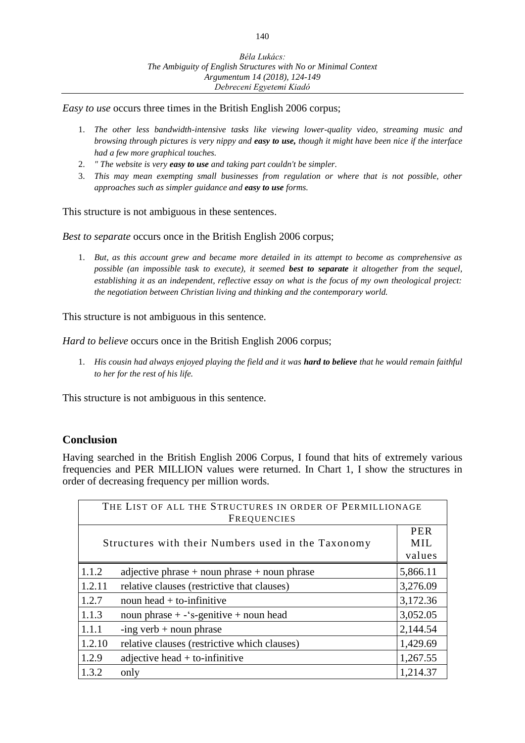*Easy to use* occurs three times in the British English 2006 corpus;

1. *The other less bandwidth-intensive tasks like viewing lower-quality video, streaming music and browsing through pictures is very nippy and **easy to use,** though it might have been nice if the interface had a few more graphical touches.*
2. *" The website is very **easy to use** and taking part couldn't be simpler.*
3. *This may mean exempting small businesses from regulation or where that is not possible, other approaches such as simpler guidance and **easy to use** forms.*

This structure is not ambiguous in these sentences.

*Best to separate* occurs once in the British English 2006 corpus;

1. *But, as this account grew and became more detailed in its attempt to become as comprehensive as possible (an impossible task to execute), it seemed **best to separate** it altogether from the sequel, establishing it as an independent, reflective essay on what is the focus of my own theological project: the negotiation between Christian living and thinking and the contemporary world.*

This structure is not ambiguous in this sentence.

*Hard to believe* occurs once in the British English 2006 corpus;

1. *His cousin had always enjoyed playing the field and it was **hard to believe** that he would remain faithful to her for the rest of his life.*

This structure is not ambiguous in this sentence.

## Conclusion

Having searched in the British English 2006 Corpus, I found that hits of extremely various frequencies and PER MILLION values were returned. In Chart 1, I show the structures in order of decreasing frequency per million words.

| THE LIST OF ALL THE STRUCTURES IN ORDER OF PERMILLIONAGE FREQUENCIES | | |
|---|---|---|
| Structures with their Numbers used in the Taxonomy | | PER MIL values |
| 1.1.2 | adjective phrase + noun phrase + noun phrase | 5,866.11 |
| 1.2.11 | relative clauses (restrictive that clauses) | 3,276.09 |
| 1.2.7 | noun head + to-infinitive | 3,172.36 |
| 1.1.3 | noun phrase + -'s-genitive + noun head | 3,052.05 |
| 1.1.1 | -ing verb + noun phrase | 2,144.54 |
| 1.2.10 | relative clauses (restrictive which clauses) | 1,429.69 |
| 1.2.9 | adjective head + to-infinitive | 1,267.55 |
| 1.3.2 | only | 1,214.37 |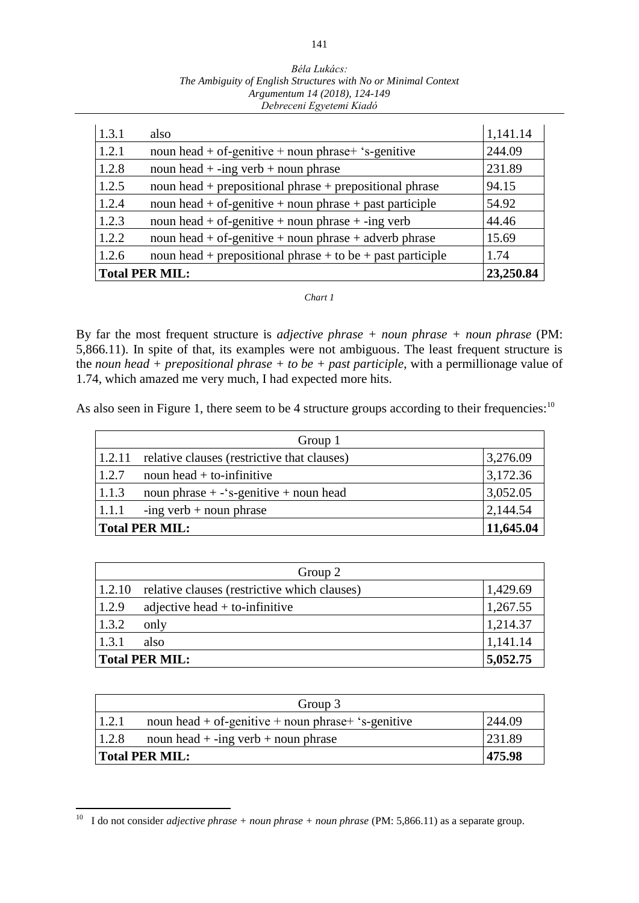| | | |
|---|---|---|
| 1.3.1 | also | 1,141.14 |
| 1.2.1 | noun head + of-genitive + noun phrase+ ‘s-genitive | 244.09 |
| 1.2.8 | noun head + -ing verb + noun phrase | 231.89 |
| 1.2.5 | noun head + prepositional phrase + prepositional phrase | 94.15 |
| 1.2.4 | noun head + of-genitive + noun phrase + past participle | 54.92 |
| 1.2.3 | noun head + of-genitive + noun phrase + -ing verb | 44.46 |
| 1.2.2 | noun head + of-genitive + noun phrase + adverb phrase | 15.69 |
| 1.2.6 | noun head + prepositional phrase + to be + past participle | 1.74 |
| **Total PER MIL:** | | **23,250.84** |

*Chart 1*

By far the most frequent structure is *adjective phrase + noun phrase + noun phrase* (PM: 5,866.11). In spite of that, its examples were not ambiguous. The least frequent structure is the *noun head + prepositional phrase + to be + past participle*, with a permillionage value of 1.74, which amazed me very much, I had expected more hits.

As also seen in Figure 1, there seem to be 4 structure groups according to their frequencies:[10]

| Group 1 | | |
|---|---|---|
| 1.2.11 | relative clauses (restrictive that clauses) | 3,276.09 |
| 1.2.7 | noun head + to-infinitive | 3,172.36 |
| 1.1.3 | noun phrase + -‘s-genitive + noun head | 3,052.05 |
| 1.1.1 | -ing verb + noun phrase | 2,144.54 |
| **Total PER MIL:** | | **11,645.04** |

| Group 2 | | |
|---|---|---|
| 1.2.10 | relative clauses (restrictive which clauses) | 1,429.69 |
| 1.2.9 | adjective head + to-infinitive | 1,267.55 |
| 1.3.2 | only | 1,214.37 |
| 1.3.1 | also | 1,141.14 |
| **Total PER MIL:** | | **5,052.75** |

| Group 3 | | |
|---|---|---|
| 1.2.1 | noun head + of-genitive + noun phrase+ ‘s-genitive | 244.09 |
| 1.2.8 | noun head + -ing verb + noun phrase | 231.89 |
| **Total PER MIL:** | | **475.98** |

[10] I do not consider *adjective phrase + noun phrase + noun phrase* (PM: 5,866.11) as a separate group.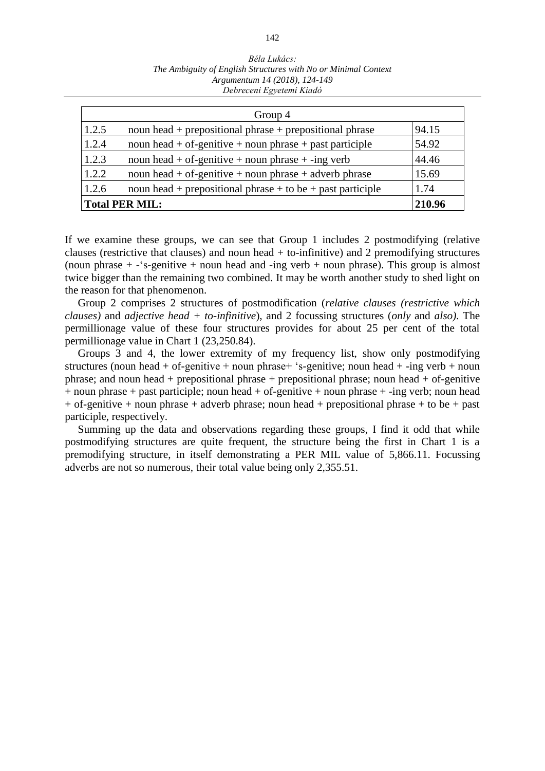| Group 4 | | |
|---|---|---|
| 1.2.5 | noun head + prepositional phrase + prepositional phrase | 94.15 |
| 1.2.4 | noun head + of-genitive + noun phrase + past participle | 54.92 |
| 1.2.3 | noun head + of-genitive + noun phrase + -ing verb | 44.46 |
| 1.2.2 | noun head + of-genitive + noun phrase + adverb phrase | 15.69 |
| 1.2.6 | noun head + prepositional phrase + to be + past participle | 1.74 |
| **Total PER MIL:** | | **210.96** |

If we examine these groups, we can see that Group 1 includes 2 postmodifying (relative clauses (restrictive that clauses) and noun head + to-infinitive) and 2 premodifying structures (noun phrase + -'s-genitive + noun head and -ing verb + noun phrase). This group is almost twice bigger than the remaining two combined. It may be worth another study to shed light on the reason for that phenomenon.

Group 2 comprises 2 structures of postmodification (*relative clauses (restrictive which clauses)* and *adjective head + to-infinitive*), and 2 focussing structures (*only* and *also)*. The permillionage value of these four structures provides for about 25 per cent of the total permillionage value in Chart 1 (23,250.84).

Groups 3 and 4, the lower extremity of my frequency list, show only postmodifying structures (noun head + of-genitive + noun phrase+ 's-genitive; noun head + -ing verb + noun phrase; and noun head + prepositional phrase + prepositional phrase; noun head + of-genitive + noun phrase + past participle; noun head + of-genitive + noun phrase + -ing verb; noun head + of-genitive + noun phrase + adverb phrase; noun head + prepositional phrase + to be + past participle, respectively.

Summing up the data and observations regarding these groups, I find it odd that while postmodifying structures are quite frequent, the structure being the first in Chart 1 is a premodifying structure, in itself demonstrating a PER MIL value of 5,866.11. Focussing adverbs are not so numerous, their total value being only 2,355.51.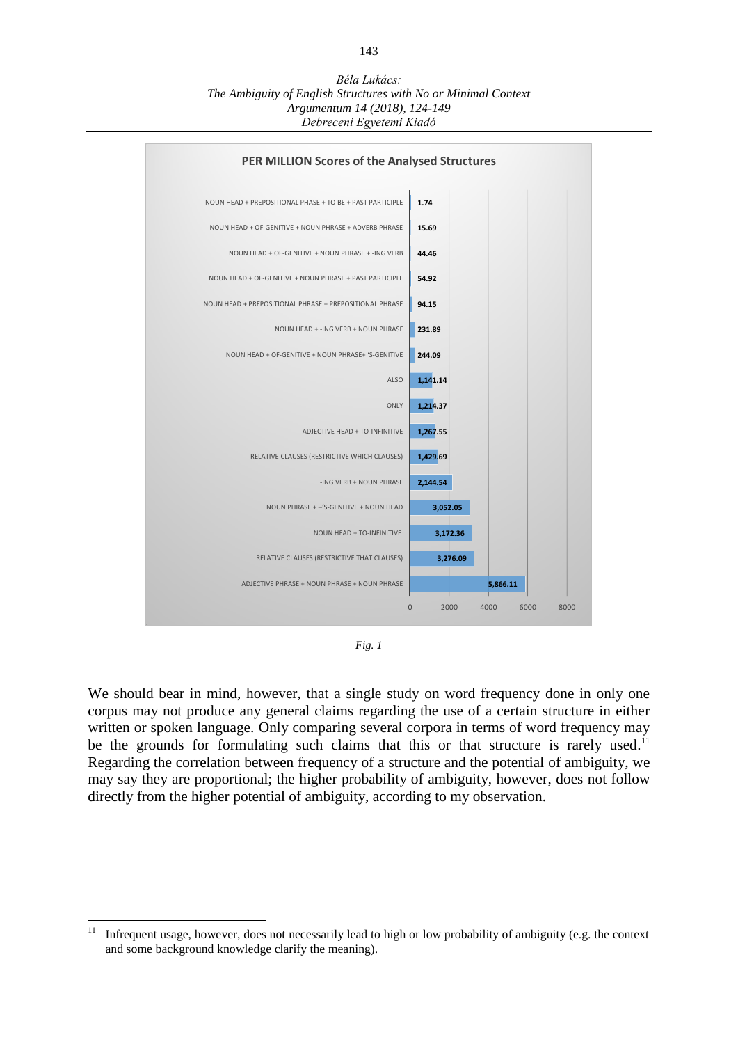**PER MILLION Scores of the Analysed Structures**

| Structure | Per million score |
| --- | --- |
| NOUN HEAD + PREPOSITIONAL PHASE + TO BE + PAST PARTICIPLE | 1.74 |
| NOUN HEAD + OF-GENITIVE + NOUN PHRASE + ADVERB PHRASE | 15.69 |
| NOUN HEAD + OF-GENITIVE + NOUN PHRASE + -ING VERB | 44.46 |
| NOUN HEAD + OF-GENITIVE + NOUN PHRASE + PAST PARTICIPLE | 54.92 |
| NOUN HEAD + PREPOSITIONAL PHRASE + PREPOSITIONAL PHRASE | 94.15 |
| NOUN HEAD + -ING VERB + NOUN PHRASE | 231.89 |
| NOUN HEAD + OF-GENITIVE + NOUN PHRASE+ 'S-GENITIVE | 244.09 |
| ALSO | 1,141.14 |
| ONLY | 1,214.37 |
| ADJECTIVE HEAD + TO-INFINITIVE | 1,267.55 |
| RELATIVE CLAUSES (RESTRICTIVE WHICH CLAUSES) | 1,429.69 |
| -ING VERB + NOUN PHRASE | 2,144.54 |
| NOUN PHRASE + –'S-GENITIVE + NOUN HEAD | 3,052.05 |
| NOUN HEAD + TO-INFINITIVE | 3,172.36 |
| RELATIVE CLAUSES (RESTRICTIVE THAT CLAUSES) | 3,276.09 |
| ADJECTIVE PHRASE + NOUN PHRASE + NOUN PHRASE | 5,866.11 |

*Fig. 1*

We should bear in mind, however, that a single study on word frequency done in only one corpus may not produce any general claims regarding the use of a certain structure in either written or spoken language. Only comparing several corpora in terms of word frequency may be the grounds for formulating such claims that this or that structure is rarely used.[11] Regarding the correlation between frequency of a structure and the potential of ambiguity, we may say they are proportional; the higher probability of ambiguity, however, does not follow directly from the higher potential of ambiguity, according to my observation.

---

[11] Infrequent usage, however, does not necessarily lead to high or low probability of ambiguity (e.g. the context and some background knowledge clarify the meaning).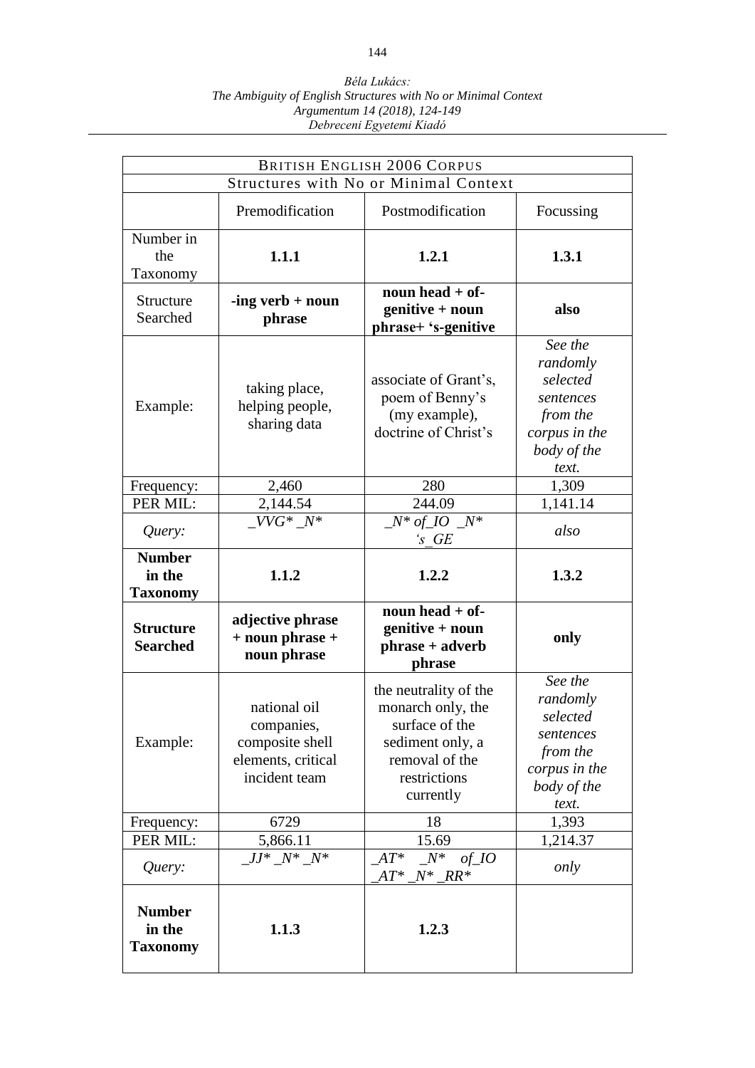| BRITISH ENGLISH 2006 CORPUS | | | |
|---|---|---|---|
| Structures with No or Minimal Context | | | |
| | Premodification | Postmodification | Focussing |
| Number in the Taxonomy | **1.1.1** | **1.2.1** | **1.3.1** |
| Structure Searched | **-ing verb + noun phrase** | **noun head + of-genitive + noun phrase+ 's-genitive** | **also** |
| Example: | taking place, helping people, sharing data | associate of Grant's, poem of Benny's (my example), doctrine of Christ's | *See the randomly selected sentences from the corpus in the body of the text.* |
| Frequency: | 2,460 | 280 | 1,309 |
| PER MIL: | 2,144.54 | 244.09 | 1,141.14 |
| *Query:* | *_VVG* _N** | *_N* of_IO _N* 's_GE* | *also* |
| **Number in the Taxonomy** | **1.1.2** | **1.2.2** | **1.3.2** |
| **Structure Searched** | **adjective phrase + noun phrase + noun phrase** | **noun head + of-genitive + noun phrase + adverb phrase** | **only** |
| Example: | national oil companies, composite shell elements, critical incident team | the neutrality of the monarch only, the surface of the sediment only, a removal of the restrictions currently | *See the randomly selected sentences from the corpus in the body of the text.* |
| Frequency: | 6729 | 18 | 1,393 |
| PER MIL: | 5,866.11 | 15.69 | 1,214.37 |
| *Query:* | *_JJ* _N* _N** | *_AT* _N* of_IO _AT* _N* _RR** | *only* |
| **Number in the Taxonomy** | **1.1.3** | **1.2.3** | |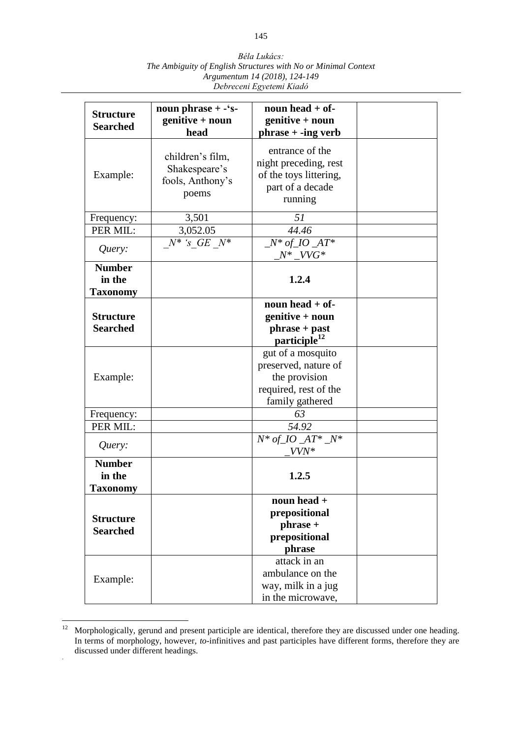| **Structure Searched** | **noun phrase + -'s-genitive + noun head** | **noun head + of-genitive + noun phrase + -ing verb** | |
|---|---|---|---|
| Example: | children's film, Shakespeare's fools, Anthony's poems | entrance of the night preceding, rest of the toys littering, part of a decade running | |
| Frequency: | 3,501 | *51* | |
| PER MIL: | 3,052.05 | *44.46* | |
| *Query:* | *_N* 's_GE _N** | *_N* of_IO _AT* _N* _VVG** | |
| **Number in the Taxonomy** | | **1.2.4** | |
| **Structure Searched** | | **noun head + of-genitive + noun phrase + past participle**[12] | |
| Example: | | gut of a mosquito preserved, nature of the provision required, rest of the family gathered | |
| Frequency: | | *63* | |
| PER MIL: | | *54.92* | |
| *Query:* | | *N* of_IO _AT* _N* _VVN** | |
| **Number in the Taxonomy** | | **1.2.5** | |
| **Structure Searched** | | **noun head + prepositional phrase + prepositional phrase** | |
| Example: | | attack in an ambulance on the way, milk in a jug in the microwave, | |

[12] Morphologically, gerund and present participle are identical, therefore they are discussed under one heading. In terms of morphology, however, *to*-infinitives and past participles have different forms, therefore they are discussed under different headings.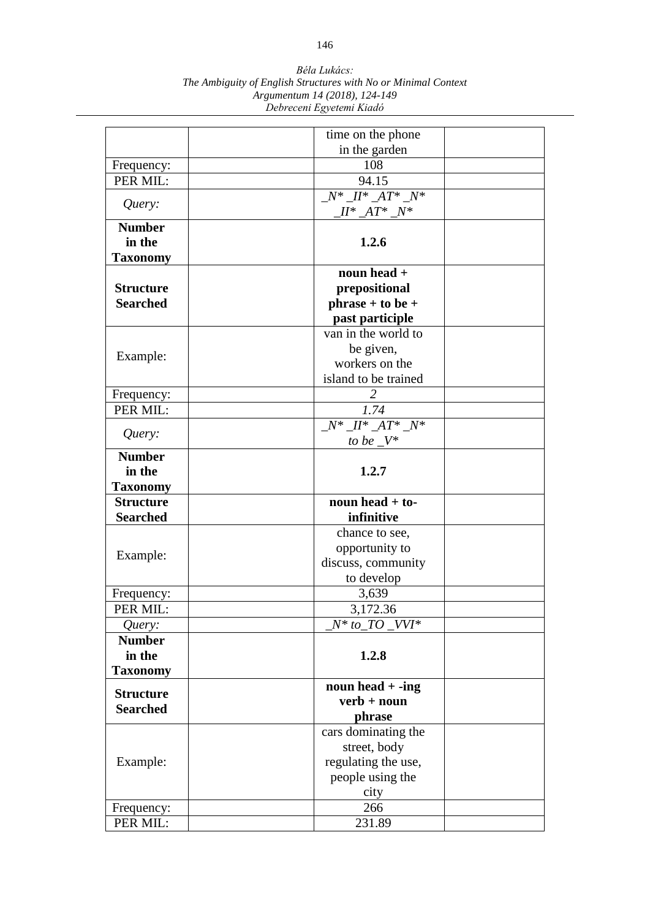| | | | |
|---|---|---|---|
| | | time on the phone in the garden | |
| Frequency: | | 108 | |
| PER MIL: | | 94.15 | |
| *Query:* | | *_N* _II* _AT* _N* _II* _AT* _N** | |
| **Number in the Taxonomy** | | **1.2.6** | |
| **Structure Searched** | | **noun head + prepositional phrase + to be + past participle** | |
| Example: | | van in the world to be given, workers on the island to be trained | |
| Frequency: | | *2* | |
| PER MIL: | | *1.74* | |
| *Query:* | | *_N* _II* _AT* _N* to be _V** | |
| **Number in the Taxonomy** | | **1.2.7** | |
| **Structure Searched** | | **noun head + to-infinitive** | |
| Example: | | chance to see, opportunity to discuss, community to develop | |
| Frequency: | | 3,639 | |
| PER MIL: | | 3,172.36 | |
| *Query:* | | *_N* to_TO _VVI** | |
| **Number in the Taxonomy** | | **1.2.8** | |
| **Structure Searched** | | **noun head + -ing verb + noun phrase** | |
| Example: | | cars dominating the street, body regulating the use, people using the city | |
| Frequency: | | 266 | |
| PER MIL: | | 231.89 | |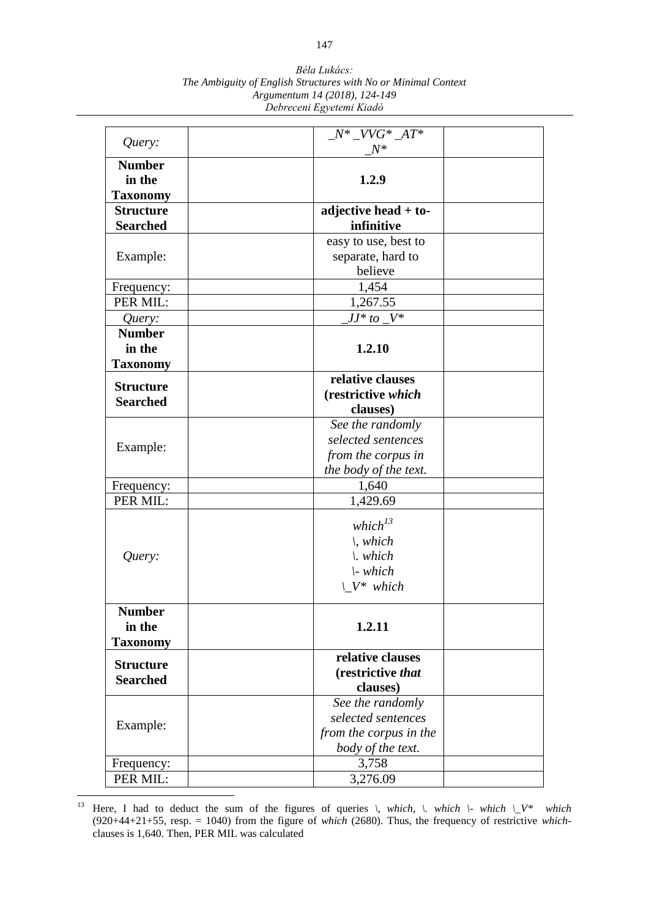| *Query:* | | *_N* _VVG* _AT* _N** | |
|---|---|---|---|
| **Number in the Taxonomy** | | **1.2.9** | |
| **Structure Searched** | | **adjective head + to-infinitive** | |
| Example: | | easy to use, best to separate, hard to believe | |
| Frequency: | | 1,454 | |
| PER MIL: | | 1,267.55 | |
| *Query:* | | *_JJ* to _V** | |
| **Number in the Taxonomy** | | **1.2.10** | |
| **Structure Searched** | | **relative clauses (restrictive *which* clauses)** | |
| Example: | | *See the randomly selected sentences from the corpus in the body of the text.* | |
| Frequency: | | 1,640 | |
| PER MIL: | | 1,429.69 | |
| *Query:* | | *which*[13] *\, which* *\. which* *\- which* *\_V* which* | |
| **Number in the Taxonomy** | | **1.2.11** | |
| **Structure Searched** | | **relative clauses (restrictive *that* clauses)** | |
| Example: | | *See the randomly selected sentences from the corpus in the body of the text.* | |
| Frequency: | | 3,758 | |
| PER MIL: | | 3,276.09 | |

---

[13] Here, I had to deduct the sum of the figures of queries *\, which, \. which \- which \_V* which* (920+44+21+55, resp. = 1040) from the figure of *which* (2680). Thus, the frequency of restrictive *which*-clauses is 1,640. Then, PER MIL was calculated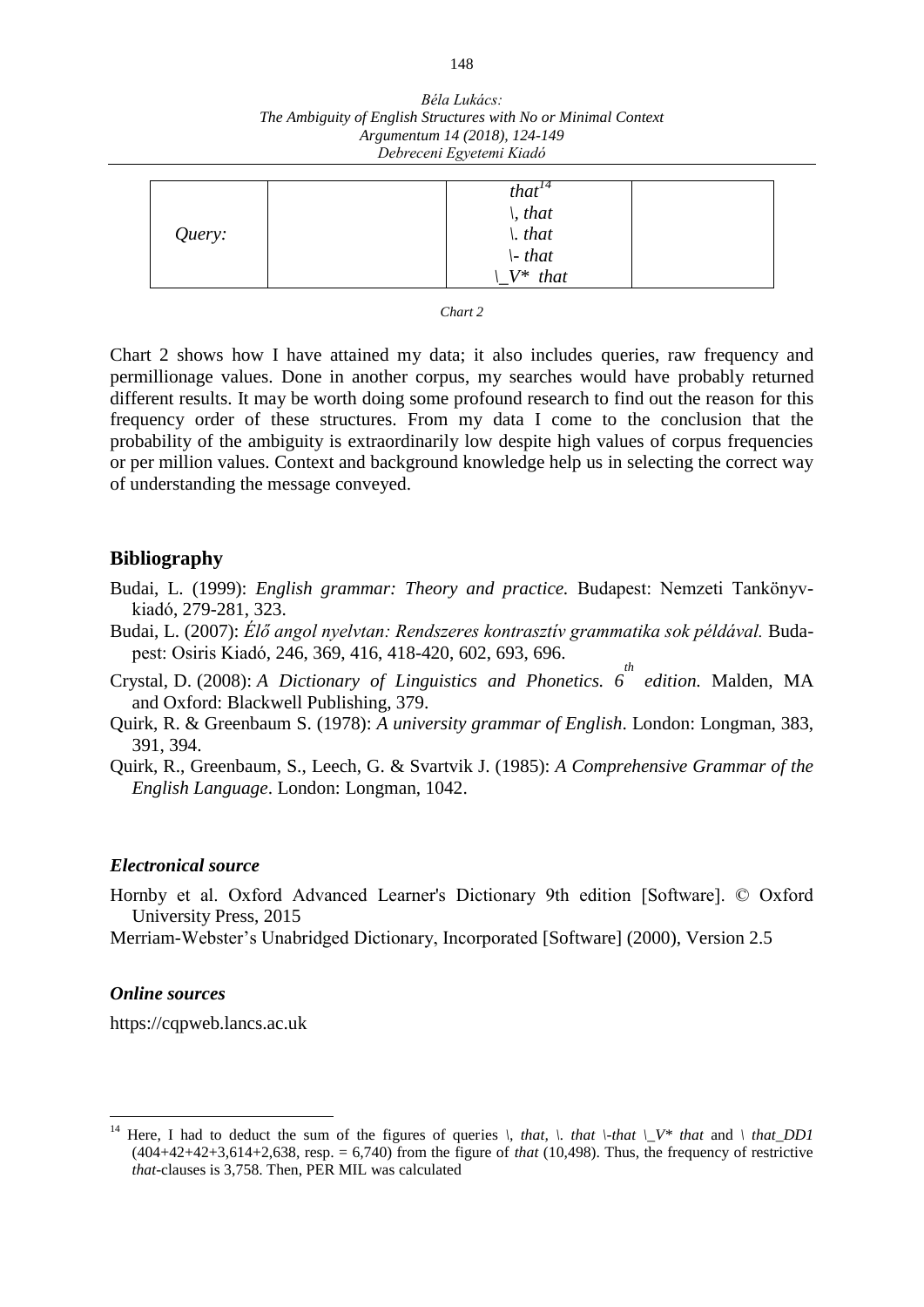| | | | |
|---|---|---|---|
| *Query:* | | *that*[14]<br>*\, that*<br>*\. that*<br>*\- that*<br>*\_V\* that* | |

*Chart 2*

Chart 2 shows how I have attained my data; it also includes queries, raw frequency and permillionage values. Done in another corpus, my searches would have probably returned different results. It may be worth doing some profound research to find out the reason for this frequency order of these structures. From my data I come to the conclusion that the probability of the ambiguity is extraordinarily low despite high values of corpus frequencies or per million values. Context and background knowledge help us in selecting the correct way of understanding the message conveyed.

## Bibliography

Budai, L. (1999): *English grammar: Theory and practice.* Budapest: Nemzeti Tankönyvkiadó, 279-281, 323.

Budai, L. (2007): *Élő angol nyelvtan: Rendszeres kontrasztív grammatika sok példával.* Budapest: Osiris Kiadó, 246, 369, 416, 418-420, 602, 693, 696.

Crystal, D. (2008): *A Dictionary of Linguistics and Phonetics. 6th edition.* Malden, MA and Oxford: Blackwell Publishing, 379.

Quirk, R. & Greenbaum S. (1978): *A university grammar of English*. London: Longman, 383, 391, 394.

Quirk, R., Greenbaum, S., Leech, G. & Svartvik J. (1985): *A Comprehensive Grammar of the English Language*. London: Longman, 1042.

### *Electronical source*

Hornby et al. Oxford Advanced Learner's Dictionary 9th edition [Software]. © Oxford University Press, 2015

Merriam-Webster's Unabridged Dictionary, Incorporated [Software] (2000), Version 2.5

### *Online sources*

https://cqpweb.lancs.ac.uk

---

[14] Here, I had to deduct the sum of the figures of queries *\, that, \. that \-that \_V\* that* and *\ that_DD1* (404+42+42+3,614+2,638, resp. = 6,740) from the figure of *that* (10,498). Thus, the frequency of restrictive *that*-clauses is 3,758. Then, PER MIL was calculated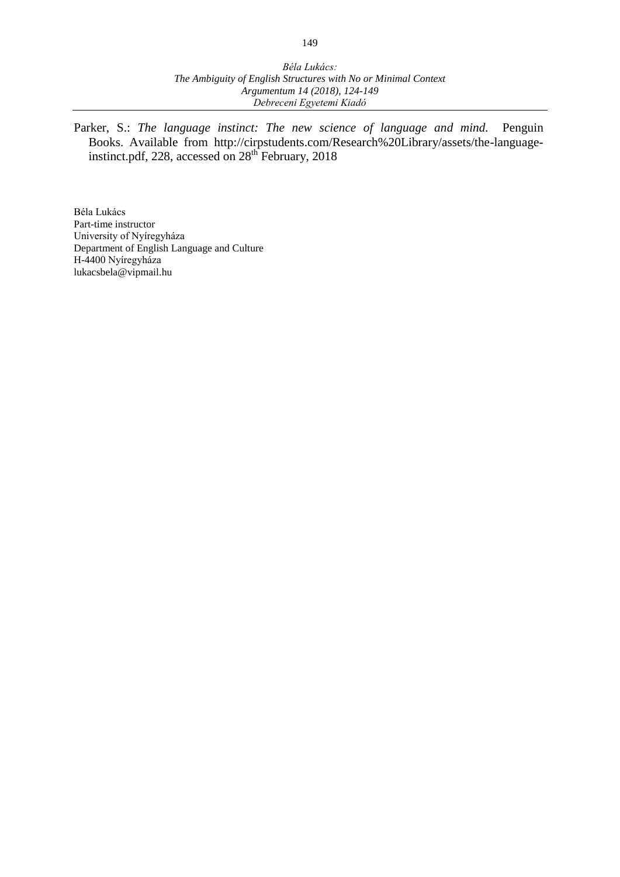Parker, S.: *The language instinct: The new science of language and mind.* Penguin Books. Available from http://cirpstudents.com/Research%20Library/assets/the-language-instinct.pdf, 228, accessed on 28th February, 2018

Béla Lukács
Part-time instructor
University of Nyíregyháza
Department of English Language and Culture
H-4400 Nyíregyháza
lukacsbela@vipmail.hu